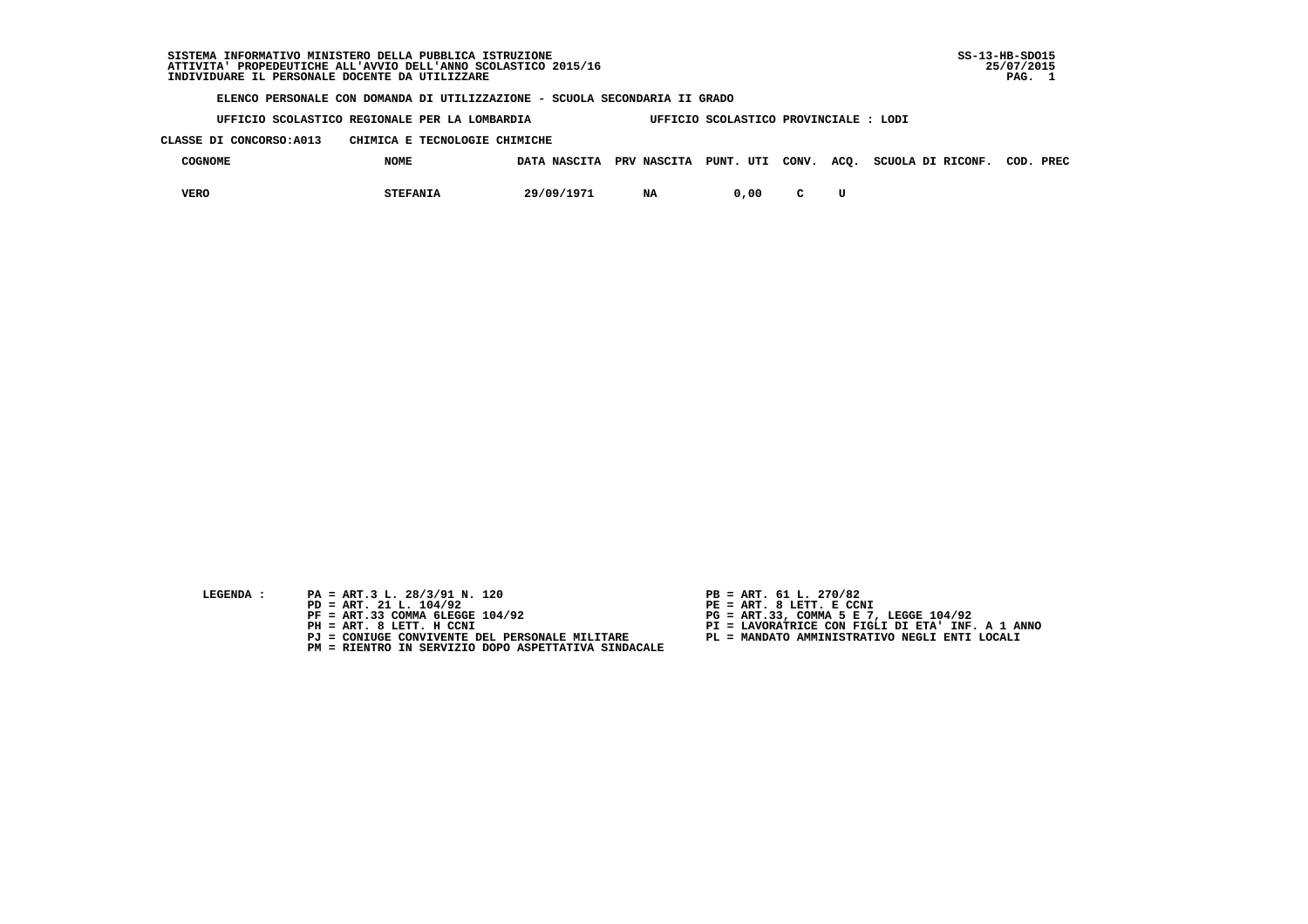SISTEMA INFORMATIVO MINISTERO DELLA PUBBLICA ISTRUZIONE
ATTIVITA' PROPEDEUTICHE ALL'AVVIO DELL'ANNO SCOLASTICO 2015/16
INDIVIDUARE IL PERSONALE DOCENTE DA UTILIZZARE

SS-13-HB-SDO15
25/07/2015

**ELENCO PERSONALE CON DOMANDA DI UTILIZZAZIONE - SCUOLA SECONDARIA II GRADO**

UFFICIO SCOLASTICO REGIONALE PER LA LOMBARDIA — UFFICIO SCOLASTICO PROVINCIALE : LODI

CLASSE DI CONCORSO:A013 — CHIMICA E TECNOLOGIE CHIMICHE

| COGNOME | NOME | DATA NASCITA | PRV NASCITA | PUNT. UTI | CONV. | ACQ. | SCUOLA DI RICONF. | COD. PREC |
|---|---|---|---|---|---|---|---|---|
| VERO | STEFANIA | 29/09/1971 | NA | 0,00 | C | U | | |

LEGENDA :

- PA = ART.3 L. 28/3/91 N. 120
- PB = ART. 61 L. 270/82
- PD = ART. 21 L. 104/92
- PE = ART. 8 LETT. E CCNI
- PF = ART.33 COMMA 6LEGGE 104/92
- PG = ART.33, COMMA 5 E 7, LEGGE 104/92
- PH = ART. 8 LETT. H CCNI
- PI = LAVORATRICE CON FIGLI DI ETA' INF. A 1 ANNO
- PJ = CONIUGE CONVIVENTE DEL PERSONALE MILITARE
- PL = MANDATO AMMINISTRATIVO NEGLI ENTI LOCALI
- PM = RIENTRO IN SERVIZIO DOPO ASPETTATIVA SINDACALE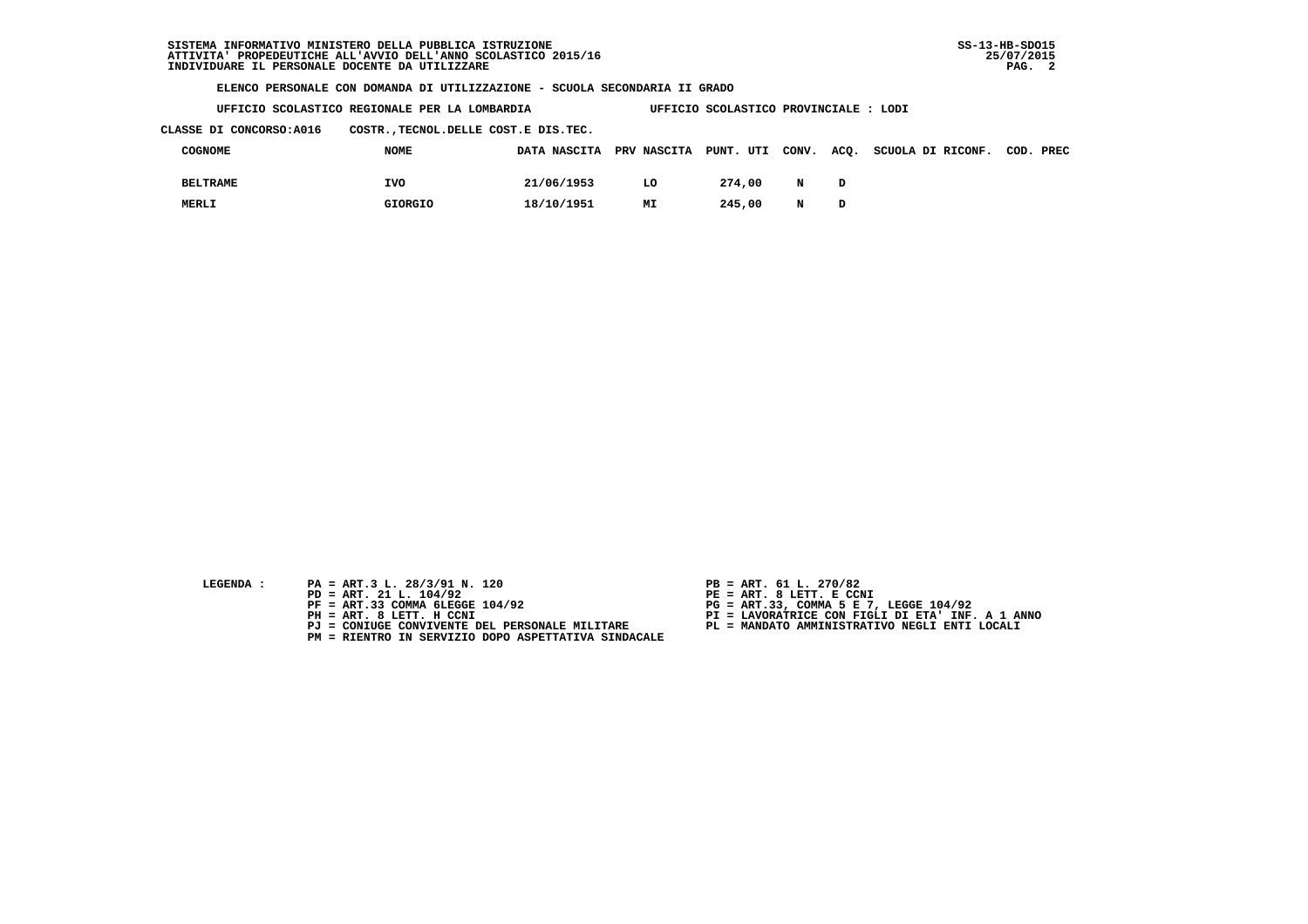**ELENCO PERSONALE CON DOMANDA DI UTILIZZAZIONE - SCUOLA SECONDARIA II GRADO**

**UFFICIO SCOLASTICO REGIONALE PER LA LOMBARDIA** **UFFICIO SCOLASTICO PROVINCIALE : LODI**

**CLASSE DI CONCORSO:A016 COSTR.,TECNOL.DELLE COST.E DIS.TEC.**

| COGNOME | NOME | DATA NASCITA | PRV NASCITA | PUNT. UTI | CONV. | ACQ. | SCUOLA DI RICONF. | COD. PREC |
|---|---|---|---|---|---|---|---|---|
| BELTRAME | IVO | 21/06/1953 | LO | 274,00 | N | D | | |
| MERLI | GIORGIO | 18/10/1951 | MI | 245,00 | N | D | | |

LEGENDA :

- PA = ART.3 L. 28/3/91 N. 120
- PB = ART. 61 L. 270/82
- PD = ART. 21 L. 104/92
- PE = ART. 8 LETT. E CCNI
- PF = ART.33 COMMA 6LEGGE 104/92
- PG = ART.33, COMMA 5 E 7, LEGGE 104/92
- PH = ART. 8 LETT. H CCNI
- PI = LAVORATRICE CON FIGLI DI ETA' INF. A 1 ANNO
- PJ = CONIUGE CONVIVENTE DEL PERSONALE MILITARE
- PL = MANDATO AMMINISTRATIVO NEGLI ENTI LOCALI
- PM = RIENTRO IN SERVIZIO DOPO ASPETTATIVA SINDACALE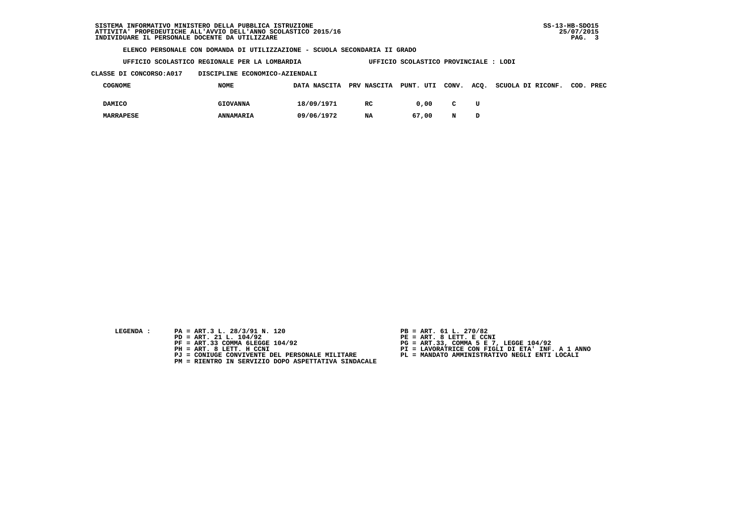SISTEMA INFORMATIVO MINISTERO DELLA PUBBLICA ISTRUZIONE
ATTIVITA' PROPEDEUTICHE ALL'AVVIO DELL'ANNO SCOLASTICO 2015/16
INDIVIDUARE IL PERSONALE DOCENTE DA UTILIZZARE

SS-13-HB-SDO15
25/07/2015

**ELENCO PERSONALE CON DOMANDA DI UTILIZZAZIONE - SCUOLA SECONDARIA II GRADO**

**UFFICIO SCOLASTICO REGIONALE PER LA LOMBARDIA** UFFICIO SCOLASTICO PROVINCIALE : LODI

**CLASSE DI CONCORSO:A017** DISCIPLINE ECONOMICO-AZIENDALI

| COGNOME | NOME | DATA NASCITA | PRV NASCITA | PUNT. UTI | CONV. | ACQ. | SCUOLA DI RICONF. | COD. PREC |
|---|---|---|---|---|---|---|---|---|
| DAMICO | GIOVANNA | 18/09/1971 | RC | 0,00 | C | U | | |
| MARRAPESE | ANNAMARIA | 09/06/1972 | NA | 67,00 | N | D | | |

LEGENDA :

- PA = ART.3 L. 28/3/91 N. 120
- PB = ART. 61 L. 270/82
- PD = ART. 21 L. 104/92
- PE = ART. 8 LETT. E CCNI
- PF = ART.33 COMMA 6LEGGE 104/92
- PG = ART.33, COMMA 5 E 7, LEGGE 104/92
- PH = ART. 8 LETT. H CCNI
- PI = LAVORATRICE CON FIGLI DI ETA' INF. A 1 ANNO
- PJ = CONIUGE CONVIVENTE DEL PERSONALE MILITARE
- PL = MANDATO AMMINISTRATIVO NEGLI ENTI LOCALI
- PM = RIENTRO IN SERVIZIO DOPO ASPETTATIVA SINDACALE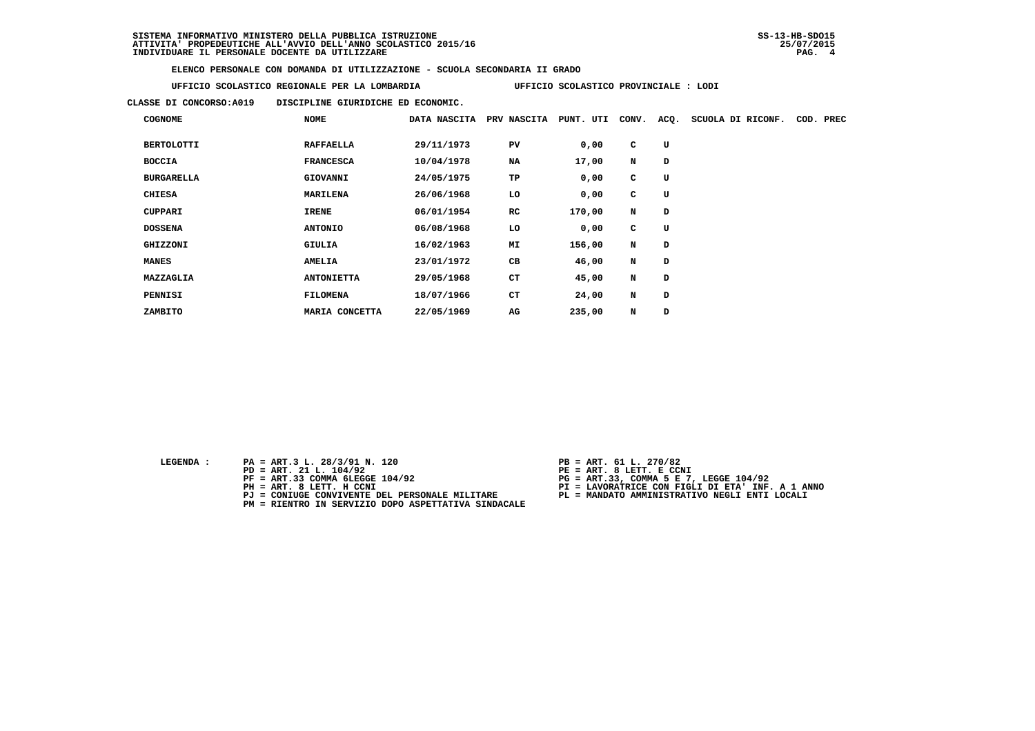SISTEMA INFORMATIVO MINISTERO DELLA PUBBLICA ISTRUZIONE
ATTIVITA' PROPEDEUTICHE ALL'AVVIO DELL'ANNO SCOLASTICO 2015/16
INDIVIDUARE IL PERSONALE DOCENTE DA UTILIZZARE

SS-13-HB-SDO15
25/07/2015

**ELENCO PERSONALE CON DOMANDA DI UTILIZZAZIONE - SCUOLA SECONDARIA II GRADO**

**UFFICIO SCOLASTICO REGIONALE PER LA LOMBARDIA** &nbsp;&nbsp;&nbsp;&nbsp; **UFFICIO SCOLASTICO PROVINCIALE : LODI**

**CLASSE DI CONCORSO:A019 &nbsp;&nbsp; DISCIPLINE GIURIDICHE ED ECONOMIC.**

| COGNOME | NOME | DATA NASCITA | PRV NASCITA | PUNT. UTI | CONV. | ACQ. | SCUOLA DI RICONF. | COD. PREC |
|---|---|---|---|---|---|---|---|---|
| BERTOLOTTI | RAFFAELLA | 29/11/1973 | PV | 0,00 | C | U | | |
| BOCCIA | FRANCESCA | 10/04/1978 | NA | 17,00 | N | D | | |
| BURGARELLA | GIOVANNI | 24/05/1975 | TP | 0,00 | C | U | | |
| CHIESA | MARILENA | 26/06/1968 | LO | 0,00 | C | U | | |
| CUPPARI | IRENE | 06/01/1954 | RC | 170,00 | N | D | | |
| DOSSENA | ANTONIO | 06/08/1968 | LO | 0,00 | C | U | | |
| GHIZZONI | GIULIA | 16/02/1963 | MI | 156,00 | N | D | | |
| MANES | AMELIA | 23/01/1972 | CB | 46,00 | N | D | | |
| MAZZAGLIA | ANTONIETTA | 29/05/1968 | CT | 45,00 | N | D | | |
| PENNISI | FILOMENA | 18/07/1966 | CT | 24,00 | N | D | | |
| ZAMBITO | MARIA CONCETTA | 22/05/1969 | AG | 235,00 | N | D | | |

LEGENDA :

- PA = ART.3 L. 28/3/91 N. 120
- PB = ART. 61 L. 270/82
- PD = ART. 21 L. 104/92
- PE = ART. 8 LETT. E CCNI
- PF = ART.33 COMMA 6LEGGE 104/92
- PG = ART.33, COMMA 5 E 7, LEGGE 104/92
- PH = ART. 8 LETT. H CCNI
- PI = LAVORATRICE CON FIGLI DI ETA' INF. A 1 ANNO
- PJ = CONIUGE CONVIVENTE DEL PERSONALE MILITARE
- PL = MANDATO AMMINISTRATIVO NEGLI ENTI LOCALI
- PM = RIENTRO IN SERVIZIO DOPO ASPETTATIVA SINDACALE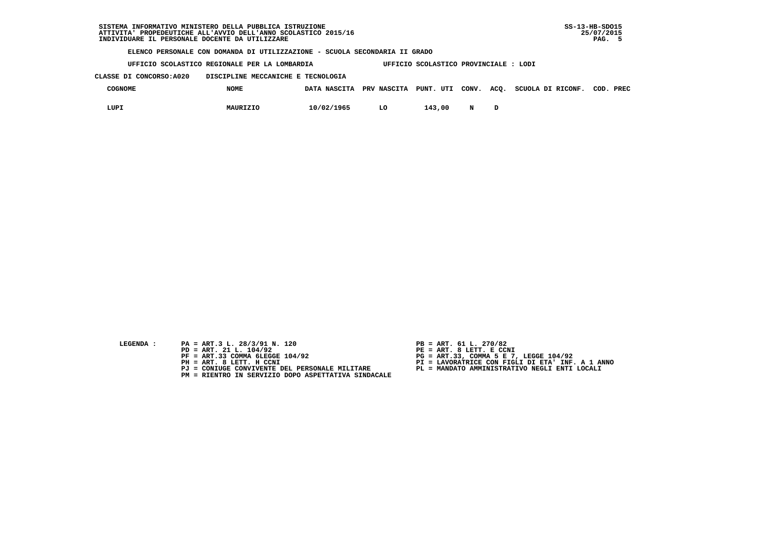SISTEMA INFORMATIVO MINISTERO DELLA PUBBLICA ISTRUZIONE
ATTIVITA' PROPEDEUTICHE ALL'AVVIO DELL'ANNO SCOLASTICO 2015/16
INDIVIDUARE IL PERSONALE DOCENTE DA UTILIZZARE

SS-13-HB-SDO15
25/07/2015

**ELENCO PERSONALE CON DOMANDA DI UTILIZZAZIONE - SCUOLA SECONDARIA II GRADO**

**UFFICIO SCOLASTICO REGIONALE PER LA LOMBARDIA** — **UFFICIO SCOLASTICO PROVINCIALE : LODI**

**CLASSE DI CONCORSO:A020 DISCIPLINE MECCANICHE E TECNOLOGIA**

| COGNOME | NOME | DATA NASCITA | PRV NASCITA | PUNT. UTI | CONV. | ACQ. | SCUOLA DI RICONF. | COD. PREC |
|---|---|---|---|---|---|---|---|---|
| LUPI | MAURIZIO | 10/02/1965 | LO | 143,00 | N | D | | |

LEGENDA :

- PA = ART.3 L. 28/3/91 N. 120
- PB = ART. 61 L. 270/82
- PD = ART. 21 L. 104/92
- PE = ART. 8 LETT. E CCNI
- PF = ART.33 COMMA 6LEGGE 104/92
- PG = ART.33, COMMA 5 E 7, LEGGE 104/92
- PH = ART. 8 LETT. H CCNI
- PI = LAVORATRICE CON FIGLI DI ETA' INF. A 1 ANNO
- PJ = CONIUGE CONVIVENTE DEL PERSONALE MILITARE
- PL = MANDATO AMMINISTRATIVO NEGLI ENTI LOCALI
- PM = RIENTRO IN SERVIZIO DOPO ASPETTATIVA SINDACALE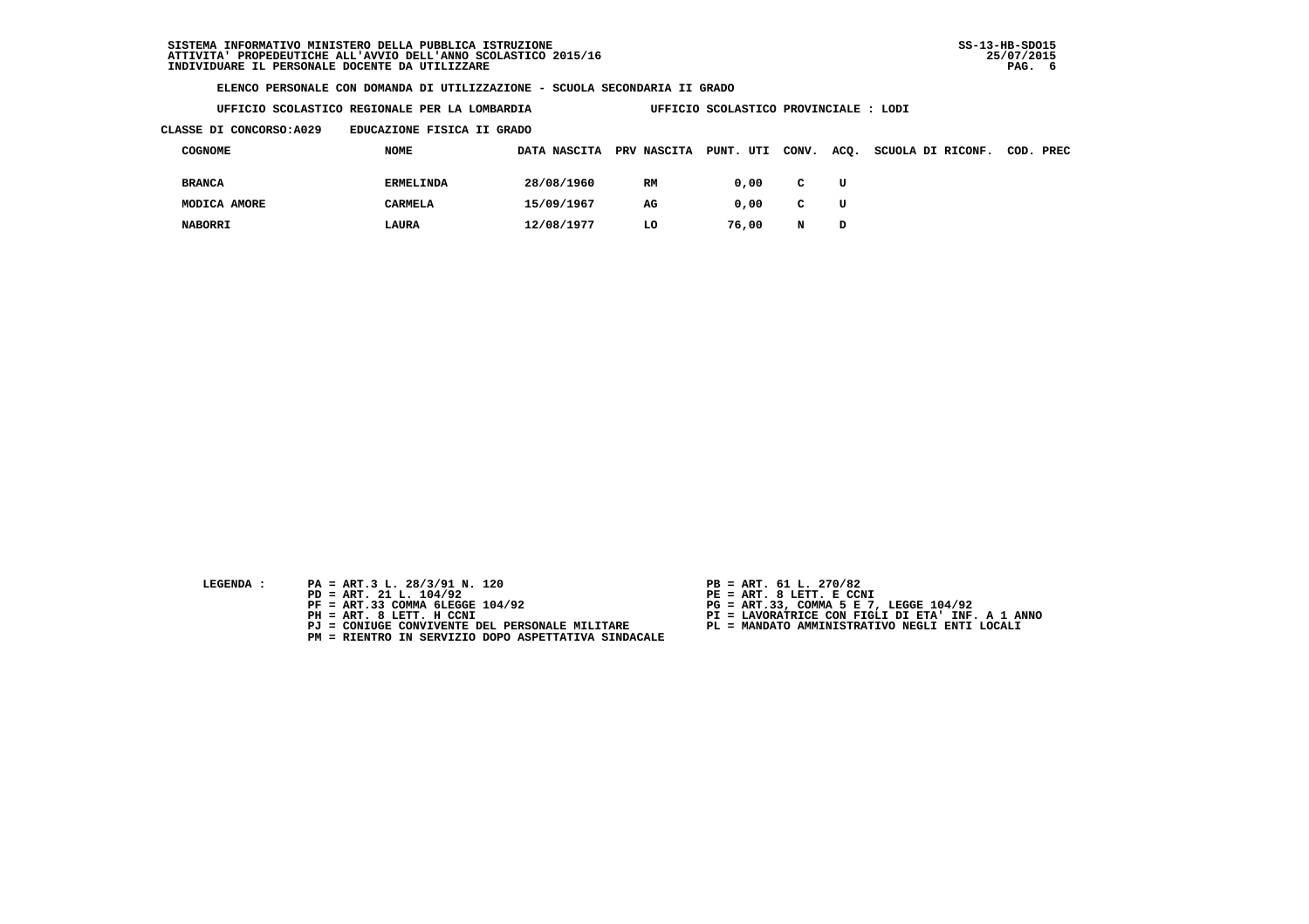ELENCO PERSONALE CON DOMANDA DI UTILIZZAZIONE - SCUOLA SECONDARIA II GRADO

UFFICIO SCOLASTICO REGIONALE PER LA LOMBARDIA    UFFICIO SCOLASTICO PROVINCIALE : LODI

CLASSE DI CONCORSO:A029    EDUCAZIONE FISICA II GRADO

| COGNOME | NOME | DATA NASCITA | PRV NASCITA | PUNT. UTI | CONV. | ACQ. | SCUOLA DI RICONF. | COD. PREC |
|---|---|---|---|---|---|---|---|---|
| BRANCA | ERMELINDA | 28/08/1960 | RM | 0,00 | C | U | | |
| MODICA AMORE | CARMELA | 15/09/1967 | AG | 0,00 | C | U | | |
| NABORRI | LAURA | 12/08/1977 | LO | 76,00 | N | D | | |

LEGENDA :

- PA = ART.3 L. 28/3/91 N. 120
- PB = ART. 61 L. 270/82
- PD = ART. 21 L. 104/92
- PE = ART. 8 LETT. E CCNI
- PF = ART.33 COMMA 6LEGGE 104/92
- PG = ART.33, COMMA 5 E 7, LEGGE 104/92
- PH = ART. 8 LETT. H CCNI
- PI = LAVORATRICE CON FIGLI DI ETA' INF. A 1 ANNO
- PJ = CONIUGE CONVIVENTE DEL PERSONALE MILITARE
- PL = MANDATO AMMINISTRATIVO NEGLI ENTI LOCALI
- PM = RIENTRO IN SERVIZIO DOPO ASPETTATIVA SINDACALE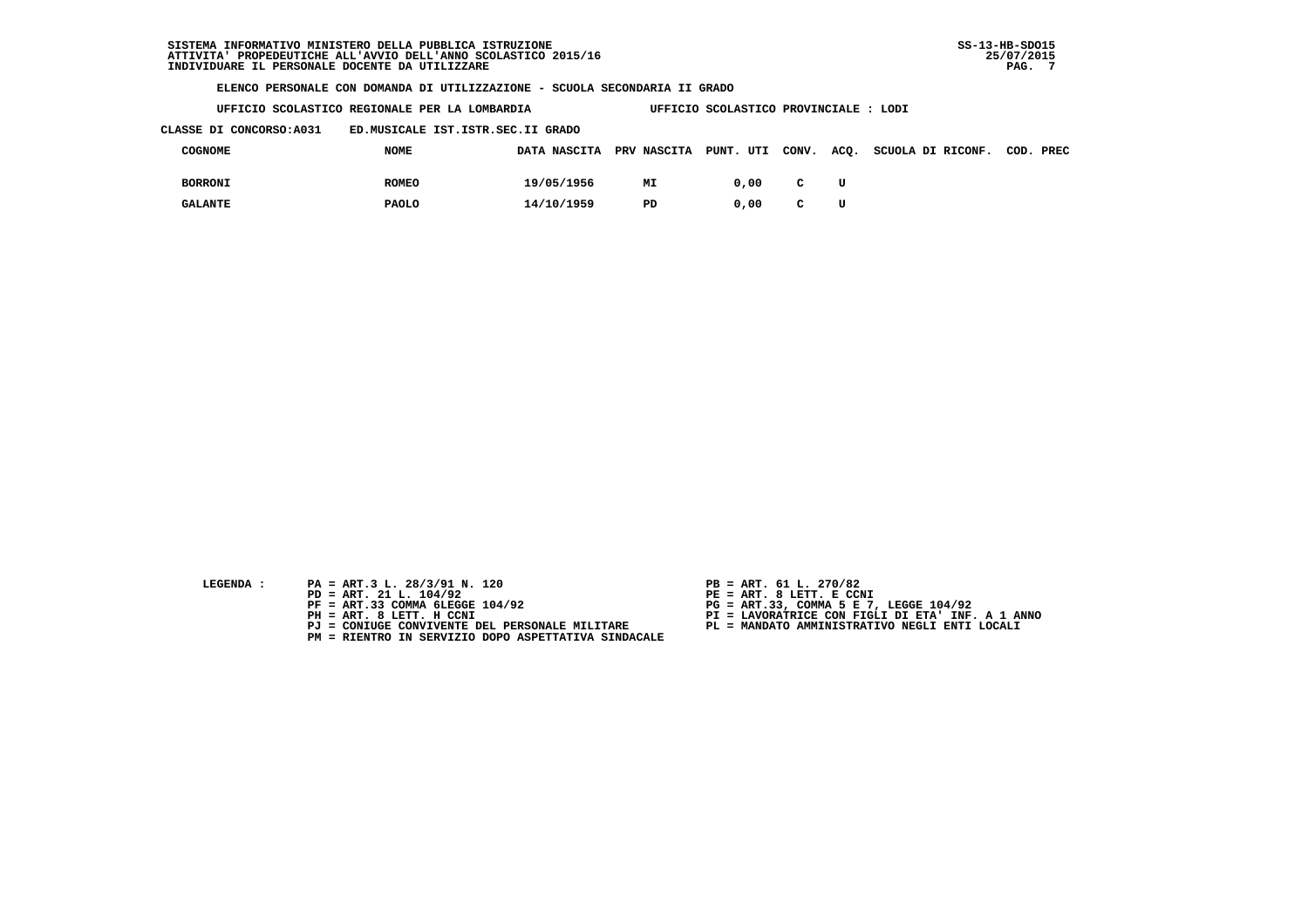SISTEMA INFORMATIVO MINISTERO DELLA PUBBLICA ISTRUZIONE
ATTIVITA' PROPEDEUTICHE ALL'AVVIO DELL'ANNO SCOLASTICO 2015/16
INDIVIDUARE IL PERSONALE DOCENTE DA UTILIZZARE

SS-13-HB-SDO15
25/07/2015

**ELENCO PERSONALE CON DOMANDA DI UTILIZZAZIONE - SCUOLA SECONDARIA II GRADO**

UFFICIO SCOLASTICO REGIONALE PER LA LOMBARDIA — UFFICIO SCOLASTICO PROVINCIALE : LODI

CLASSE DI CONCORSO:A031 ED.MUSICALE IST.ISTR.SEC.II GRADO

| COGNOME | NOME | DATA NASCITA | PRV NASCITA | PUNT. UTI | CONV. | ACQ. | SCUOLA DI RICONF. | COD. PREC |
|---|---|---|---|---|---|---|---|---|
| BORRONI | ROMEO | 19/05/1956 | MI | 0,00 | C | U | | |
| GALANTE | PAOLO | 14/10/1959 | PD | 0,00 | C | U | | |

LEGENDA :

PA = ART.3 L. 28/3/91 N. 120
PB = ART. 61 L. 270/82
PD = ART. 21 L. 104/92
PE = ART. 8 LETT. E CCNI
PF = ART.33 COMMA 6LEGGE 104/92
PG = ART.33, COMMA 5 E 7, LEGGE 104/92
PH = ART. 8 LETT. H CCNI
PI = LAVORATRICE CON FIGLI DI ETA' INF. A 1 ANNO
PJ = CONIUGE CONVIVENTE DEL PERSONALE MILITARE
PL = MANDATO AMMINISTRATIVO NEGLI ENTI LOCALI
PM = RIENTRO IN SERVIZIO DOPO ASPETTATIVA SINDACALE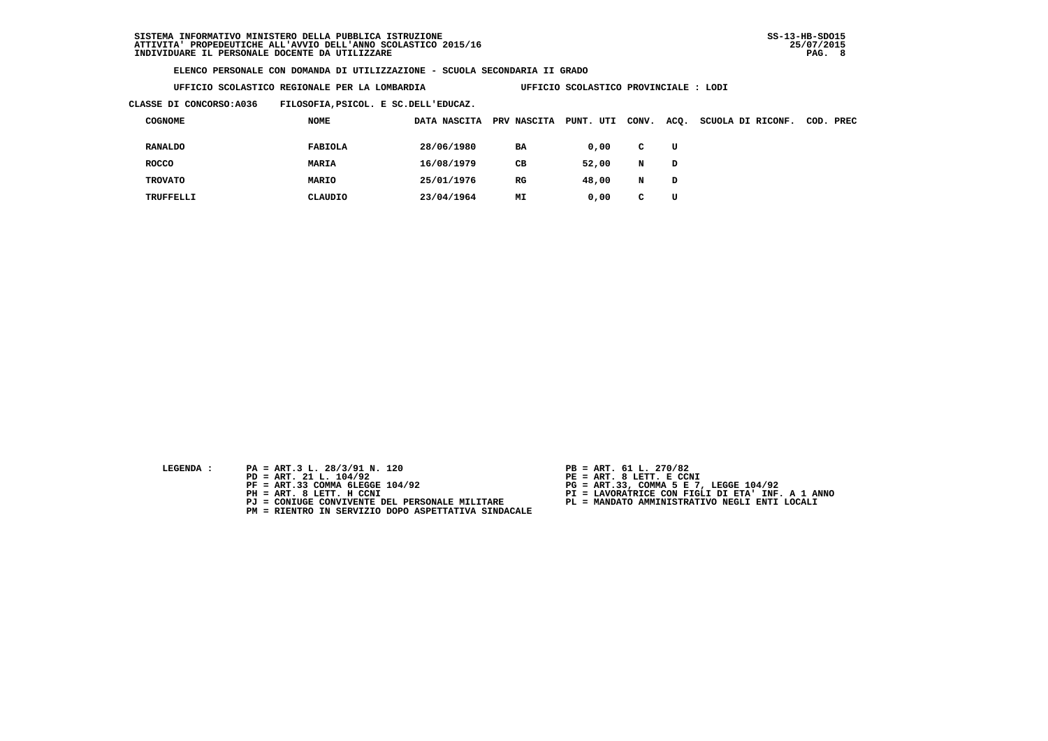SISTEMA INFORMATIVO MINISTERO DELLA PUBBLICA ISTRUZIONE
ATTIVITA' PROPEDEUTICHE ALL'AVVIO DELL'ANNO SCOLASTICO 2015/16
INDIVIDUARE IL PERSONALE DOCENTE DA UTILIZZARE

SS-13-HB-SDO15
25/07/2015

**ELENCO PERSONALE CON DOMANDA DI UTILIZZAZIONE - SCUOLA SECONDARIA II GRADO**

**UFFICIO SCOLASTICO REGIONALE PER LA LOMBARDIA** — **UFFICIO SCOLASTICO PROVINCIALE : LODI**

**CLASSE DI CONCORSO:A036 FILOSOFIA,PSICOL. E SC.DELL'EDUCAZ.**

| COGNOME | NOME | DATA NASCITA | PRV NASCITA | PUNT. UTI | CONV. | ACQ. | SCUOLA DI RICONF. | COD. PREC |
|---|---|---|---|---|---|---|---|---|
| RANALDO | FABIOLA | 28/06/1980 | BA | 0,00 | C | U | | |
| ROCCO | MARIA | 16/08/1979 | CB | 52,00 | N | D | | |
| TROVATO | MARIO | 25/01/1976 | RG | 48,00 | N | D | | |
| TRUFFELLI | CLAUDIO | 23/04/1964 | MI | 0,00 | C | U | | |

LEGENDA :

- PA = ART.3 L. 28/3/91 N. 120
- PB = ART. 61 L. 270/82
- PD = ART. 21 L. 104/92
- PE = ART. 8 LETT. E CCNI
- PF = ART.33 COMMA 6LEGGE 104/92
- PG = ART.33, COMMA 5 E 7, LEGGE 104/92
- PH = ART. 8 LETT. H CCNI
- PI = LAVORATRICE CON FIGLI DI ETA' INF. A 1 ANNO
- PJ = CONIUGE CONVIVENTE DEL PERSONALE MILITARE
- PL = MANDATO AMMINISTRATIVO NEGLI ENTI LOCALI
- PM = RIENTRO IN SERVIZIO DOPO ASPETTATIVA SINDACALE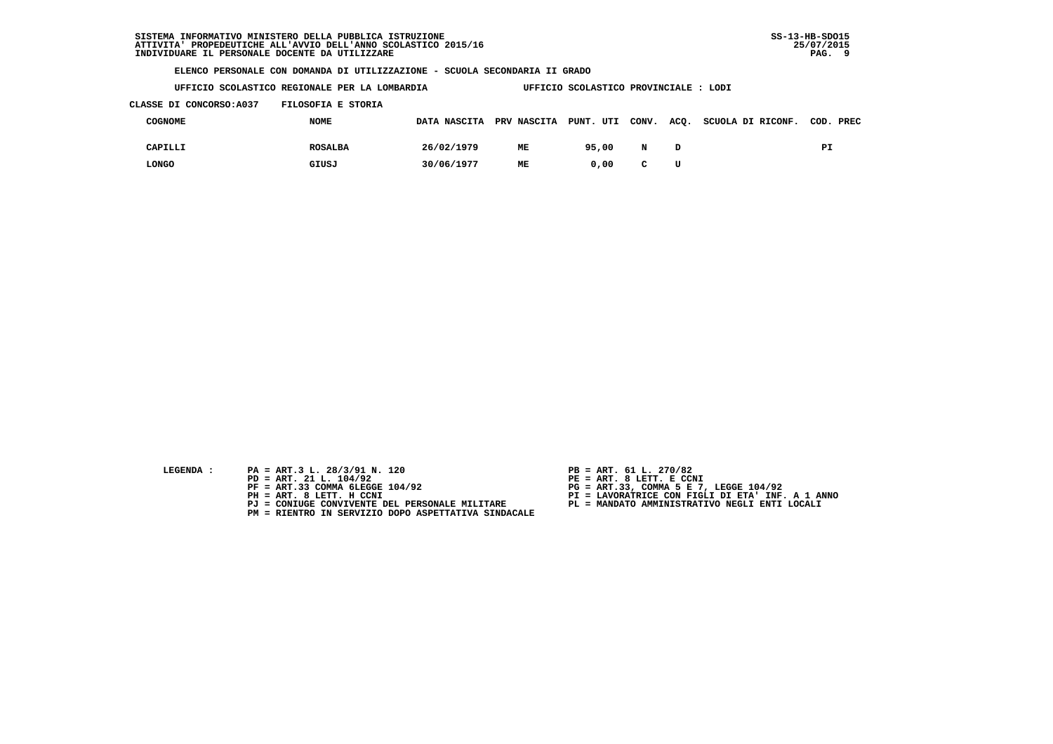SISTEMA INFORMATIVO MINISTERO DELLA PUBBLICA ISTRUZIONE
ATTIVITA' PROPEDEUTICHE ALL'AVVIO DELL'ANNO SCOLASTICO 2015/16
INDIVIDUARE IL PERSONALE DOCENTE DA UTILIZZARE

SS-13-HB-SDO15
25/07/2015

**ELENCO PERSONALE CON DOMANDA DI UTILIZZAZIONE - SCUOLA SECONDARIA II GRADO**

**UFFICIO SCOLASTICO REGIONALE PER LA LOMBARDIA** UFFICIO SCOLASTICO PROVINCIALE : LODI

**CLASSE DI CONCORSO:A037** FILOSOFIA E STORIA

| COGNOME | NOME | DATA NASCITA | PRV NASCITA | PUNT. UTI | CONV. | ACQ. | SCUOLA DI RICONF. | COD. PREC |
|---|---|---|---|---|---|---|---|---|
| CAPILLI | ROSALBA | 26/02/1979 | ME | 95,00 | N | D | | PI |
| LONGO | GIUSJ | 30/06/1977 | ME | 0,00 | C | U | | |

LEGENDA :

- PA = ART.3 L. 28/3/91 N. 120
- PB = ART. 61 L. 270/82
- PD = ART. 21 L. 104/92
- PE = ART. 8 LETT. E CCNI
- PF = ART.33 COMMA 6LEGGE 104/92
- PG = ART.33, COMMA 5 E 7, LEGGE 104/92
- PH = ART. 8 LETT. H CCNI
- PI = LAVORATRICE CON FIGLI DI ETA' INF. A 1 ANNO
- PJ = CONIUGE CONVIVENTE DEL PERSONALE MILITARE
- PL = MANDATO AMMINISTRATIVO NEGLI ENTI LOCALI
- PM = RIENTRO IN SERVIZIO DOPO ASPETTATIVA SINDACALE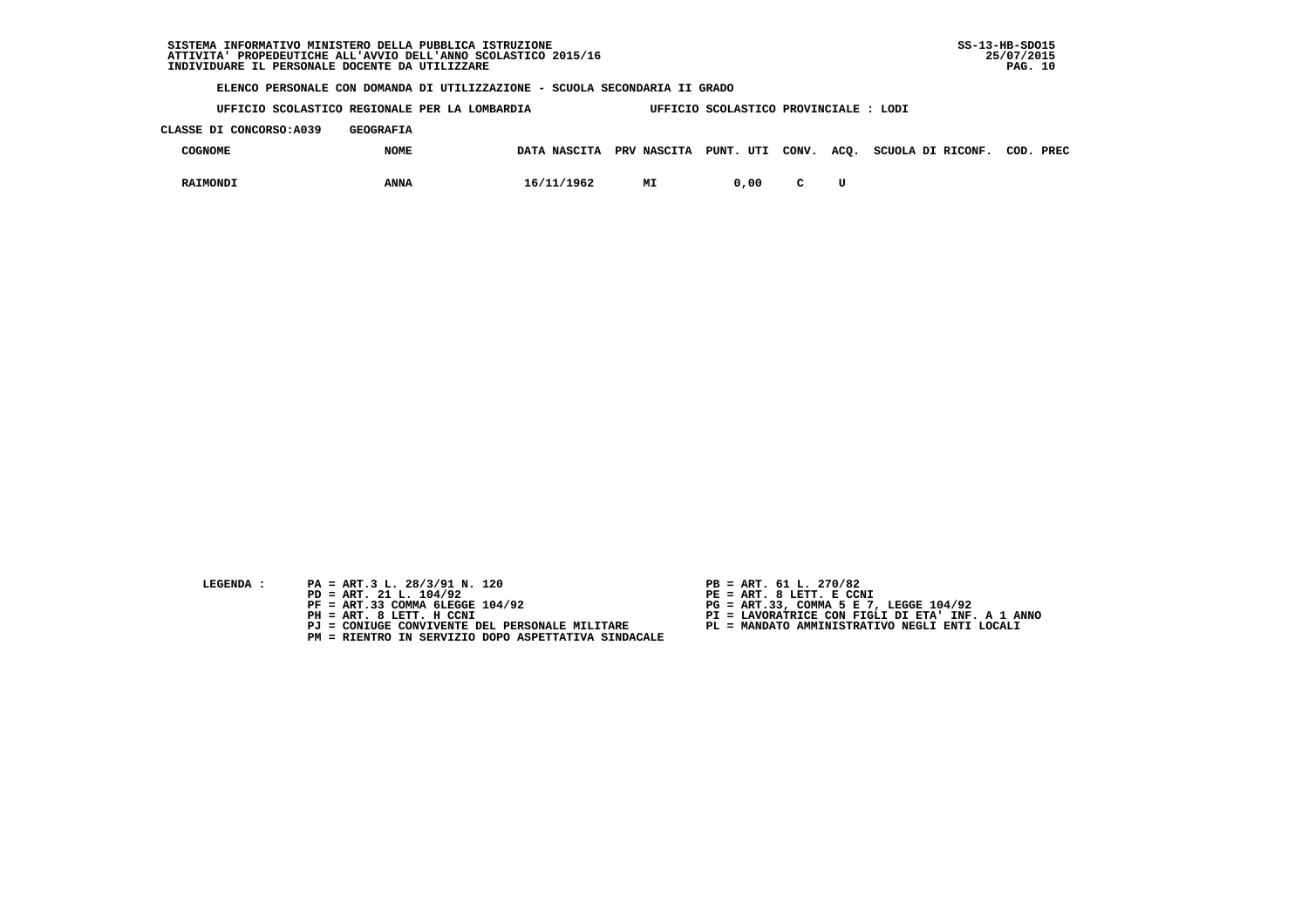SISTEMA INFORMATIVO MINISTERO DELLA PUBBLICA ISTRUZIONE
ATTIVITA' PROPEDEUTICHE ALL'AVVIO DELL'ANNO SCOLASTICO 2015/16
INDIVIDUARE IL PERSONALE DOCENTE DA UTILIZZARE

SS-13-HB-SDO15
25/07/2015

**ELENCO PERSONALE CON DOMANDA DI UTILIZZAZIONE - SCUOLA SECONDARIA II GRADO**

**UFFICIO SCOLASTICO REGIONALE PER LA LOMBARDIA** — **UFFICIO SCOLASTICO PROVINCIALE : LODI**

**CLASSE DI CONCORSO:A039 GEOGRAFIA**

| COGNOME | NOME | DATA NASCITA | PRV NASCITA | PUNT. UTI | CONV. | ACQ. | SCUOLA DI RICONF. | COD. PREC |
|---|---|---|---|---|---|---|---|---|
| RAIMONDI | ANNA | 16/11/1962 | MI | 0,00 | C | U | | |

LEGENDA :

- PA = ART.3 L. 28/3/91 N. 120
- PB = ART. 61 L. 270/82
- PD = ART. 21 L. 104/92
- PE = ART. 8 LETT. E CCNI
- PF = ART.33 COMMA 6LEGGE 104/92
- PG = ART.33, COMMA 5 E 7, LEGGE 104/92
- PH = ART. 8 LETT. H CCNI
- PI = LAVORATRICE CON FIGLI DI ETA' INF. A 1 ANNO
- PJ = CONIUGE CONVIVENTE DEL PERSONALE MILITARE
- PL = MANDATO AMMINISTRATIVO NEGLI ENTI LOCALI
- PM = RIENTRO IN SERVIZIO DOPO ASPETTATIVA SINDACALE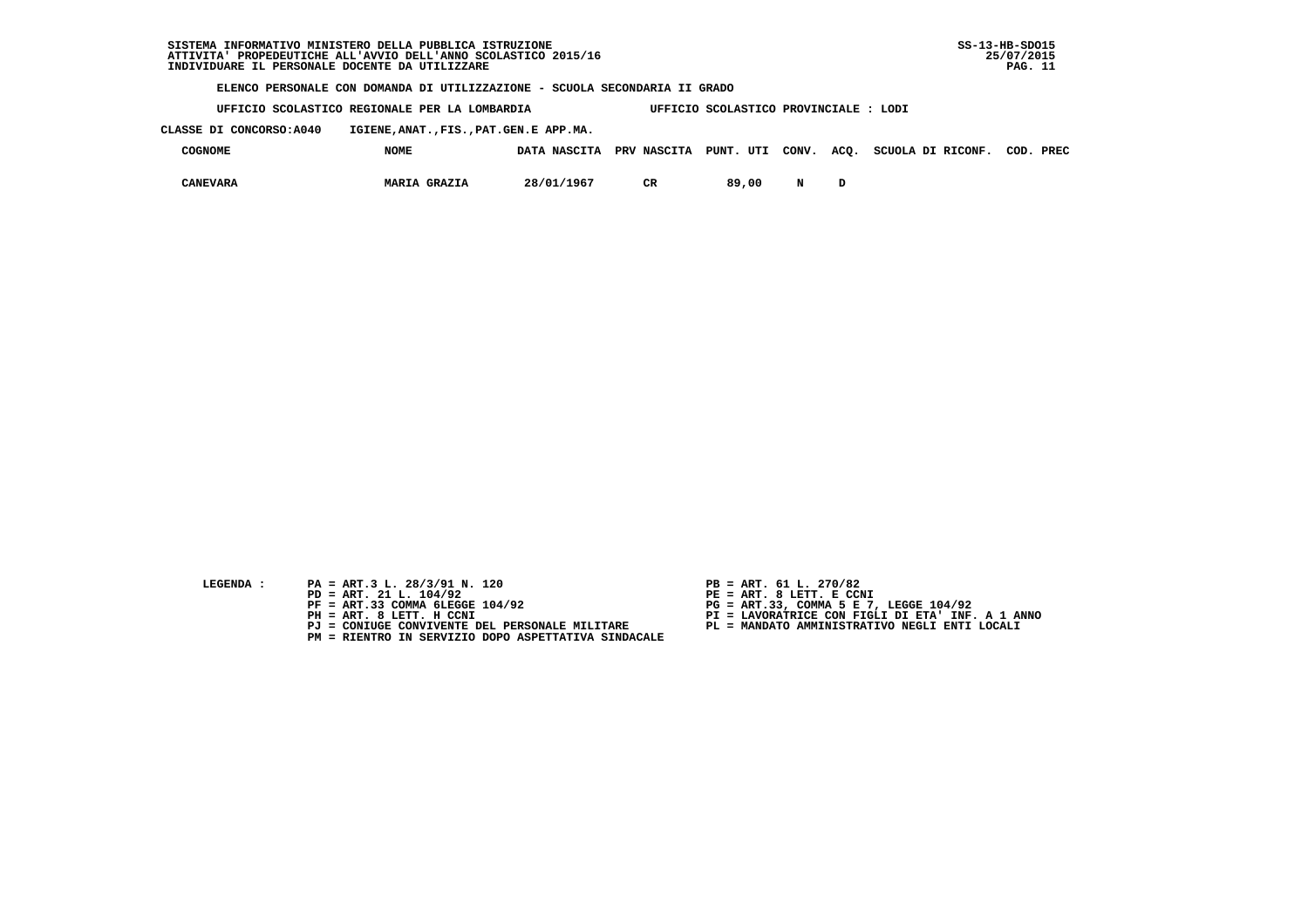SISTEMA INFORMATIVO MINISTERO DELLA PUBBLICA ISTRUZIONE
ATTIVITA' PROPEDEUTICHE ALL'AVVIO DELL'ANNO SCOLASTICO 2015/16
INDIVIDUARE IL PERSONALE DOCENTE DA UTILIZZARE

SS-13-HB-SDO15
25/07/2015

**ELENCO PERSONALE CON DOMANDA DI UTILIZZAZIONE - SCUOLA SECONDARIA II GRADO**

**UFFICIO SCOLASTICO REGIONALE PER LA LOMBARDIA** — **UFFICIO SCOLASTICO PROVINCIALE : LODI**

**CLASSE DI CONCORSO:A040 IGIENE,ANAT.,FIS.,PAT.GEN.E APP.MA.**

| COGNOME | NOME | DATA NASCITA | PRV NASCITA | PUNT. UTI | CONV. | ACQ. | SCUOLA DI RICONF. | COD. PREC |
|---|---|---|---|---|---|---|---|---|
| CANEVARA | MARIA GRAZIA | 28/01/1967 | CR | 89,00 | N | D | | |

LEGENDA :

PA = ART.3 L. 28/3/91 N. 120
PB = ART. 61 L. 270/82
PD = ART. 21 L. 104/92
PE = ART. 8 LETT. E CCNI
PF = ART.33 COMMA 6LEGGE 104/92
PG = ART.33, COMMA 5 E 7, LEGGE 104/92
PH = ART. 8 LETT. H CCNI
PI = LAVORATRICE CON FIGLI DI ETA' INF. A 1 ANNO
PJ = CONIUGE CONVIVENTE DEL PERSONALE MILITARE
PL = MANDATO AMMINISTRATIVO NEGLI ENTI LOCALI
PM = RIENTRO IN SERVIZIO DOPO ASPETTATIVA SINDACALE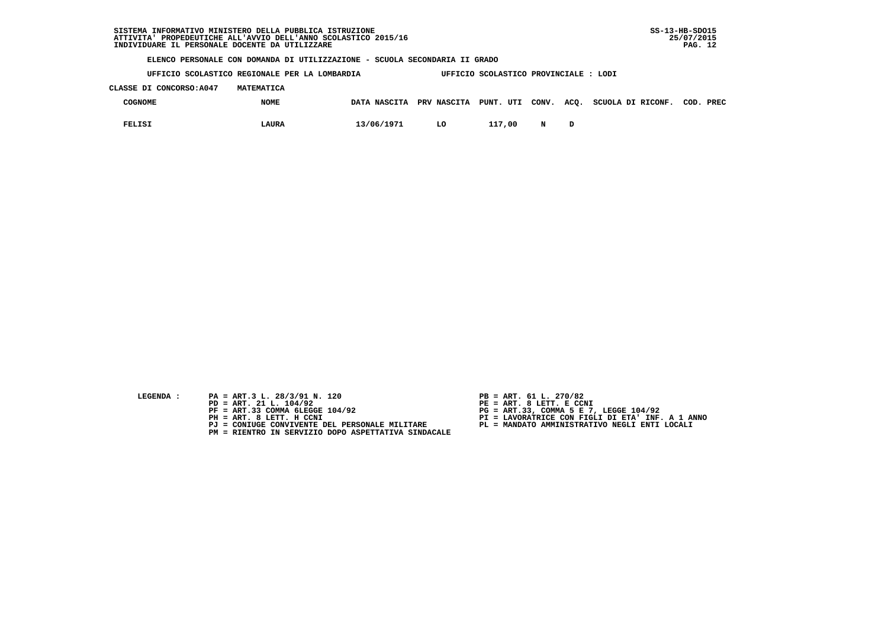SISTEMA INFORMATIVO MINISTERO DELLA PUBBLICA ISTRUZIONE
ATTIVITA' PROPEDEUTICHE ALL'AVVIO DELL'ANNO SCOLASTICO 2015/16
INDIVIDUARE IL PERSONALE DOCENTE DA UTILIZZARE

SS-13-HB-SDO15
25/07/2015

**ELENCO PERSONALE CON DOMANDA DI UTILIZZAZIONE - SCUOLA SECONDARIA II GRADO**

**UFFICIO SCOLASTICO REGIONALE PER LA LOMBARDIA** — **UFFICIO SCOLASTICO PROVINCIALE : LODI**

**CLASSE DI CONCORSO:A047 MATEMATICA**

| COGNOME | NOME | DATA NASCITA | PRV NASCITA | PUNT. UTI | CONV. | ACQ. | SCUOLA DI RICONF. | COD. PREC |
|---|---|---|---|---|---|---|---|---|
| FELISI | LAURA | 13/06/1971 | LO | 117,00 | N | D | | |

LEGENDA :

- PA = ART.3 L. 28/3/91 N. 120
- PB = ART. 61 L. 270/82
- PD = ART. 21 L. 104/92
- PE = ART. 8 LETT. E CCNI
- PF = ART.33 COMMA 6LEGGE 104/92
- PG = ART.33, COMMA 5 E 7, LEGGE 104/92
- PH = ART. 8 LETT. H CCNI
- PI = LAVORATRICE CON FIGLI DI ETA' INF. A 1 ANNO
- PJ = CONIUGE CONVIVENTE DEL PERSONALE MILITARE
- PL = MANDATO AMMINISTRATIVO NEGLI ENTI LOCALI
- PM = RIENTRO IN SERVIZIO DOPO ASPETTATIVA SINDACALE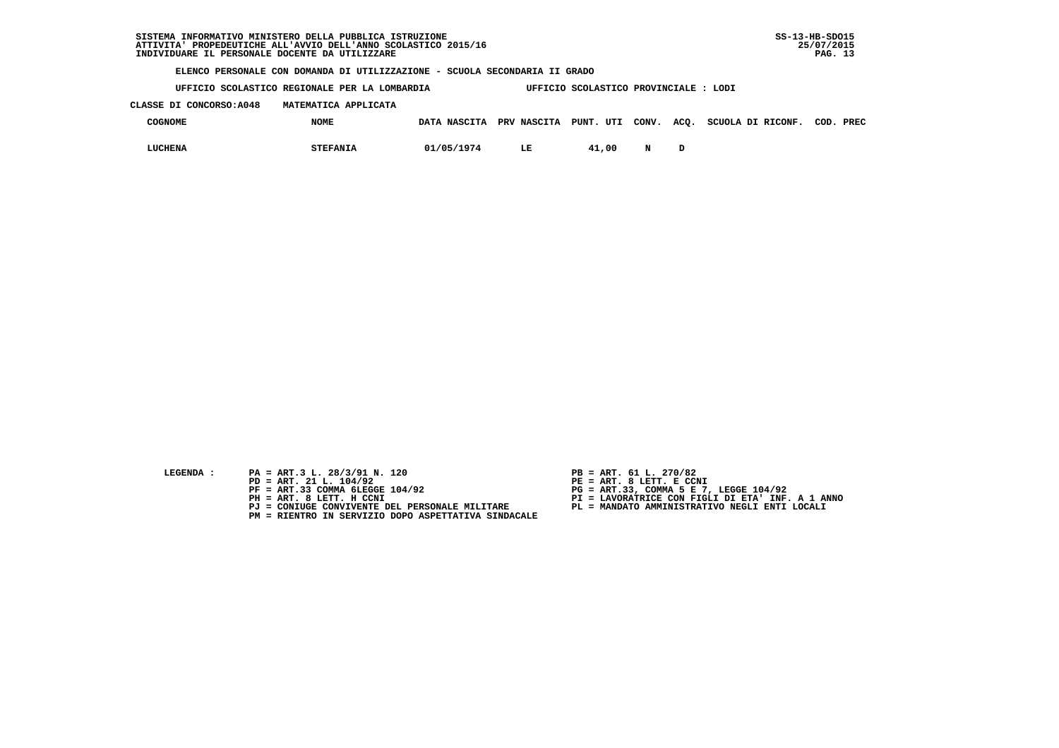SISTEMA INFORMATIVO MINISTERO DELLA PUBBLICA ISTRUZIONE
ATTIVITA' PROPEDEUTICHE ALL'AVVIO DELL'ANNO SCOLASTICO 2015/16
INDIVIDUARE IL PERSONALE DOCENTE DA UTILIZZARE

SS-13-HB-SDO15
25/07/2015

**ELENCO PERSONALE CON DOMANDA DI UTILIZZAZIONE - SCUOLA SECONDARIA II GRADO**

UFFICIO SCOLASTICO REGIONALE PER LA LOMBARDIA — UFFICIO SCOLASTICO PROVINCIALE : LODI

CLASSE DI CONCORSO:A048 MATEMATICA APPLICATA

| COGNOME | NOME | DATA NASCITA | PRV NASCITA | PUNT. UTI | CONV. | ACQ. | SCUOLA DI RICONF. | COD. PREC |
|---|---|---|---|---|---|---|---|---|
| LUCHENA | STEFANIA | 01/05/1974 | LE | 41,00 | N | D | | |

LEGENDA :

PA = ART.3 L. 28/3/91 N. 120
PD = ART. 21 L. 104/92
PF = ART.33 COMMA 6LEGGE 104/92
PH = ART. 8 LETT. H CCNI
PJ = CONIUGE CONVIVENTE DEL PERSONALE MILITARE
PM = RIENTRO IN SERVIZIO DOPO ASPETTATIVA SINDACALE
PB = ART. 61 L. 270/82
PE = ART. 8 LETT. E CCNI
PG = ART.33, COMMA 5 E 7, LEGGE 104/92
PI = LAVORATRICE CON FIGLI DI ETA' INF. A 1 ANNO
PL = MANDATO AMMINISTRATIVO NEGLI ENTI LOCALI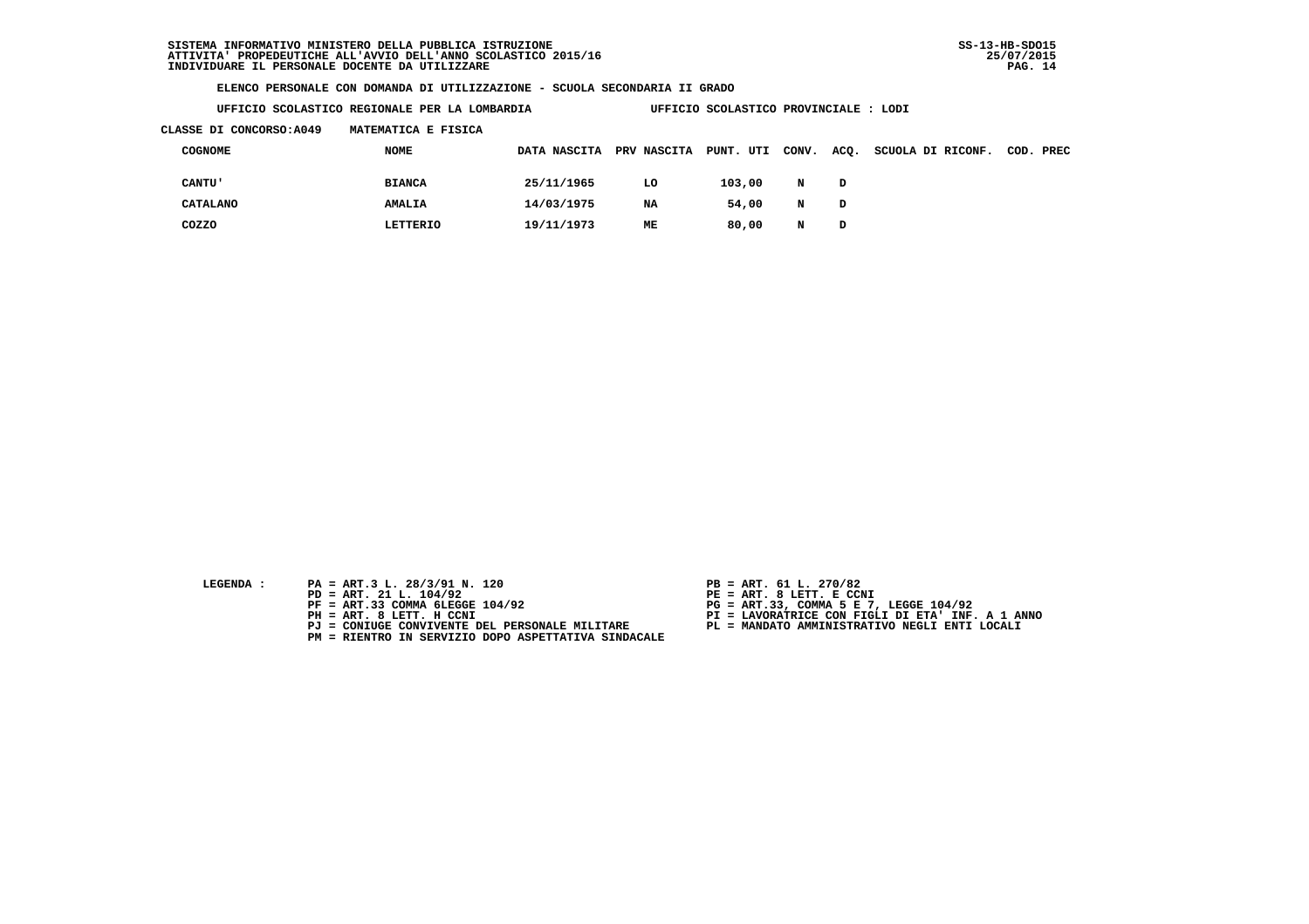**SISTEMA INFORMATIVO MINISTERO DELLA PUBBLICA ISTRUZIONE**
**ATTIVITA' PROPEDEUTICHE ALL'AVVIO DELL'ANNO SCOLASTICO 2015/16**
**INDIVIDUARE IL PERSONALE DOCENTE DA UTILIZZARE**

**SS-13-HB-SDO15**
**25/07/2015**

**ELENCO PERSONALE CON DOMANDA DI UTILIZZAZIONE - SCUOLA SECONDARIA II GRADO**

**UFFICIO SCOLASTICO REGIONALE PER LA LOMBARDIA** **UFFICIO SCOLASTICO PROVINCIALE : LODI**

**CLASSE DI CONCORSO:A049 MATEMATICA E FISICA**

| COGNOME | NOME | DATA NASCITA | PRV NASCITA | PUNT. UTI | CONV. | ACQ. | SCUOLA DI RICONF. | COD. PREC |
|---|---|---|---|---|---|---|---|---|
| CANTU' | BIANCA | 25/11/1965 | LO | 103,00 | N | D | | |
| CATALANO | AMALIA | 14/03/1975 | NA | 54,00 | N | D | | |
| COZZO | LETTERIO | 19/11/1973 | ME | 80,00 | N | D | | |

**LEGENDA :**

PA = ART.3 L. 28/3/91 N. 120
PB = ART. 61 L. 270/82
PD = ART. 21 L. 104/92
PE = ART. 8 LETT. E CCNI
PF = ART.33 COMMA 6LEGGE 104/92
PG = ART.33, COMMA 5 E 7, LEGGE 104/92
PH = ART. 8 LETT. H CCNI
PI = LAVORATRICE CON FIGLI DI ETA' INF. A 1 ANNO
PJ = CONIUGE CONVIVENTE DEL PERSONALE MILITARE
PL = MANDATO AMMINISTRATIVO NEGLI ENTI LOCALI
PM = RIENTRO IN SERVIZIO DOPO ASPETTATIVA SINDACALE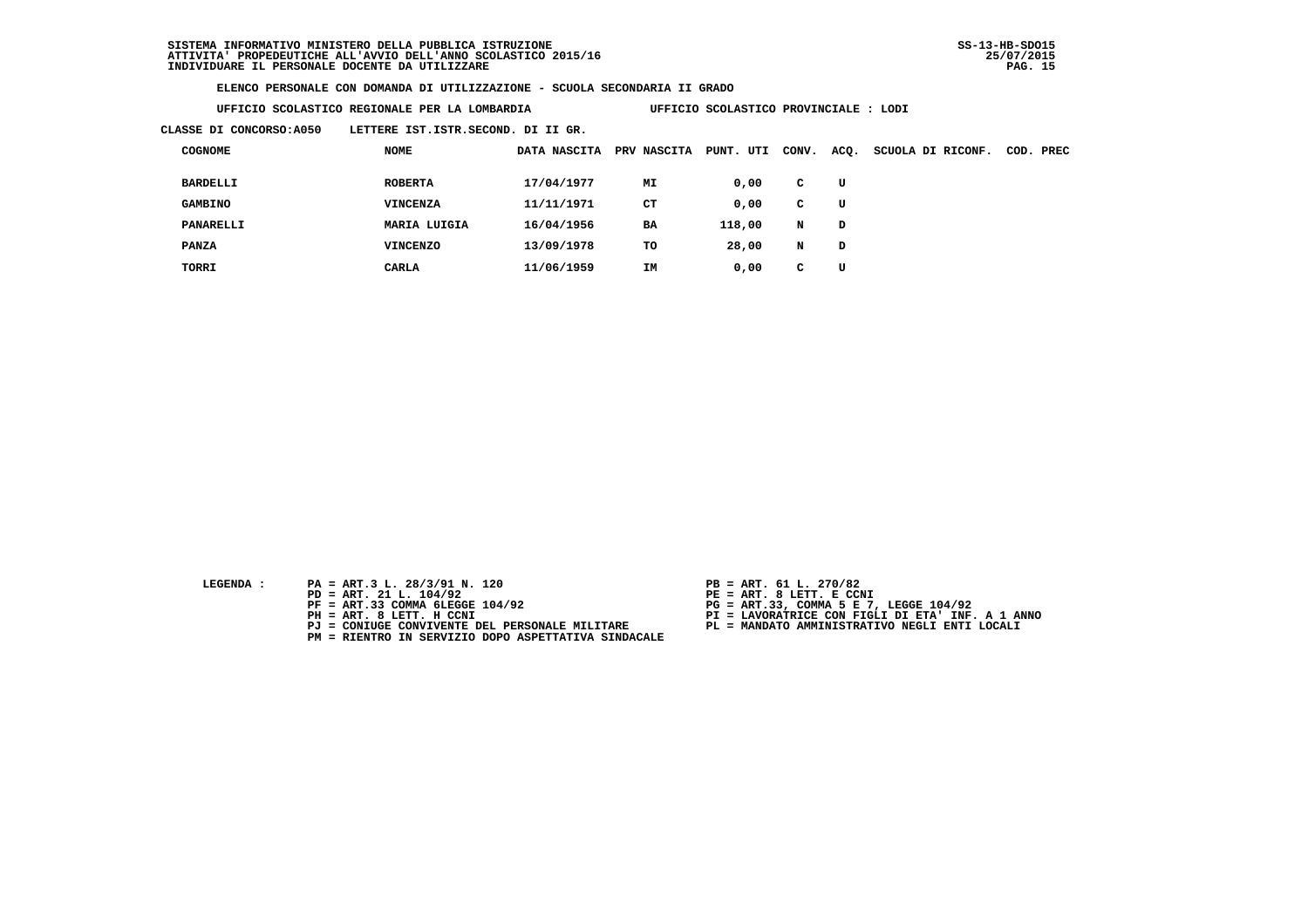SISTEMA INFORMATIVO MINISTERO DELLA PUBBLICA ISTRUZIONE
ATTIVITA' PROPEDEUTICHE ALL'AVVIO DELL'ANNO SCOLASTICO 2015/16
INDIVIDUARE IL PERSONALE DOCENTE DA UTILIZZARE

SS-13-HB-SDO15
25/07/2015

**ELENCO PERSONALE CON DOMANDA DI UTILIZZAZIONE - SCUOLA SECONDARIA II GRADO**

**UFFICIO SCOLASTICO REGIONALE PER LA LOMBARDIA** | **UFFICIO SCOLASTICO PROVINCIALE : LODI**

**CLASSE DI CONCORSO:A050 LETTERE IST.ISTR.SECOND. DI II GR.**

| COGNOME | NOME | DATA NASCITA | PRV NASCITA | PUNT. UTI | CONV. | ACQ. | SCUOLA DI RICONF. | COD. PREC |
|---|---|---|---|---|---|---|---|---|
| BARDELLI | ROBERTA | 17/04/1977 | MI | 0,00 | C | U | | |
| GAMBINO | VINCENZA | 11/11/1971 | CT | 0,00 | C | U | | |
| PANARELLI | MARIA LUIGIA | 16/04/1956 | BA | 118,00 | N | D | | |
| PANZA | VINCENZO | 13/09/1978 | TO | 28,00 | N | D | | |
| TORRI | CARLA | 11/06/1959 | IM | 0,00 | C | U | | |

LEGENDA :

- PA = ART.3 L. 28/3/91 N. 120
- PB = ART. 61 L. 270/82
- PD = ART. 21 L. 104/92
- PE = ART. 8 LETT. E CCNI
- PF = ART.33 COMMA 6LEGGE 104/92
- PG = ART.33, COMMA 5 E 7, LEGGE 104/92
- PH = ART. 8 LETT. H CCNI
- PI = LAVORATRICE CON FIGLI DI ETA' INF. A 1 ANNO
- PJ = CONIUGE CONVIVENTE DEL PERSONALE MILITARE
- PL = MANDATO AMMINISTRATIVO NEGLI ENTI LOCALI
- PM = RIENTRO IN SERVIZIO DOPO ASPETTATIVA SINDACALE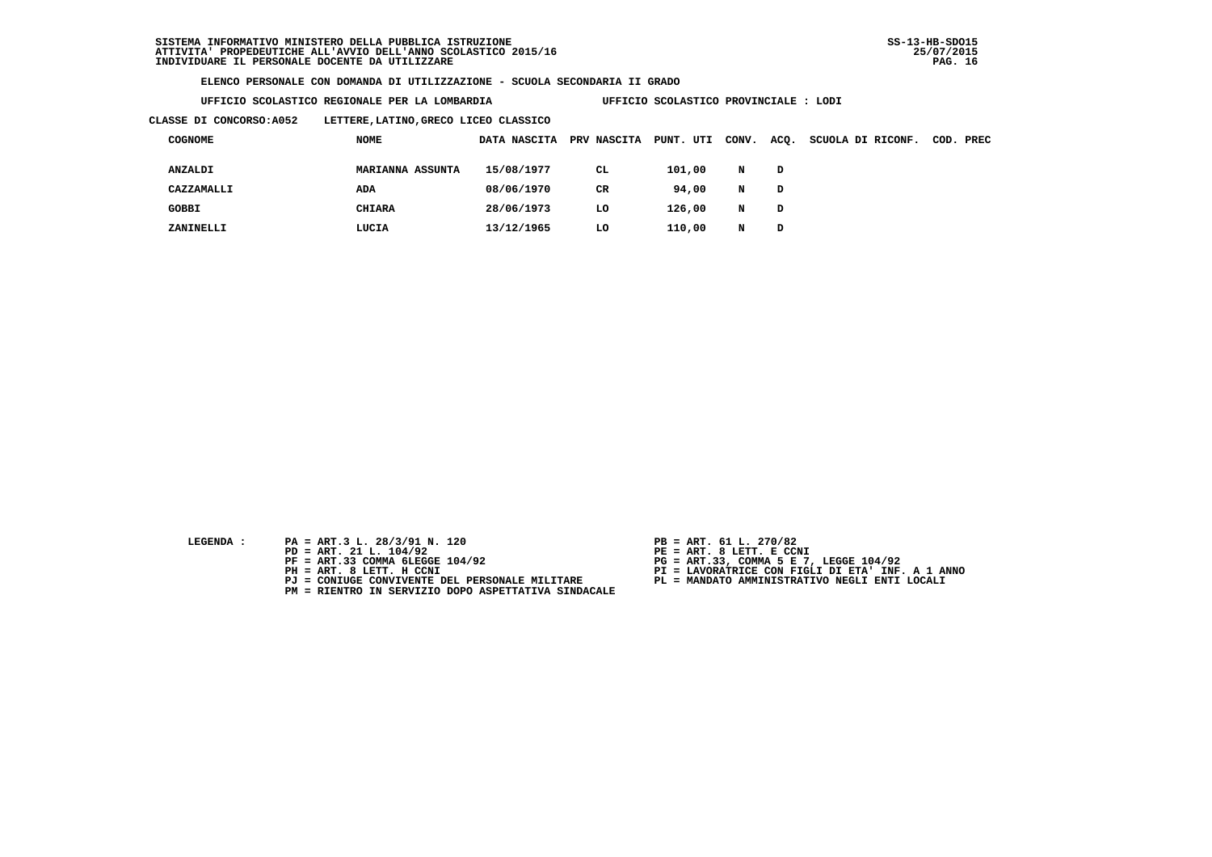SISTEMA INFORMATIVO MINISTERO DELLA PUBBLICA ISTRUZIONE
ATTIVITA' PROPEDEUTICHE ALL'AVVIO DELL'ANNO SCOLASTICO 2015/16
INDIVIDUARE IL PERSONALE DOCENTE DA UTILIZZARE

SS-13-HB-SDO15
25/07/2015

**ELENCO PERSONALE CON DOMANDA DI UTILIZZAZIONE - SCUOLA SECONDARIA II GRADO**

**UFFICIO SCOLASTICO REGIONALE PER LA LOMBARDIA** — **UFFICIO SCOLASTICO PROVINCIALE : LODI**

**CLASSE DI CONCORSO:A052 LETTERE,LATINO,GRECO LICEO CLASSICO**

| COGNOME | NOME | DATA NASCITA | PRV NASCITA | PUNT. UTI | CONV. | ACQ. | SCUOLA DI RICONF. | COD. PREC |
|---|---|---|---|---|---|---|---|---|
| ANZALDI | MARIANNA ASSUNTA | 15/08/1977 | CL | 101,00 | N | D | | |
| CAZZAMALLI | ADA | 08/06/1970 | CR | 94,00 | N | D | | |
| GOBBI | CHIARA | 28/06/1973 | LO | 126,00 | N | D | | |
| ZANINELLI | LUCIA | 13/12/1965 | LO | 110,00 | N | D | | |

LEGENDA :

- PA = ART.3 L. 28/3/91 N. 120
- PB = ART. 61 L. 270/82
- PD = ART. 21 L. 104/92
- PE = ART. 8 LETT. E CCNI
- PF = ART.33 COMMA 6LEGGE 104/92
- PG = ART.33, COMMA 5 E 7, LEGGE 104/92
- PH = ART. 8 LETT. H CCNI
- PI = LAVORATRICE CON FIGLI DI ETA' INF. A 1 ANNO
- PJ = CONIUGE CONVIVENTE DEL PERSONALE MILITARE
- PL = MANDATO AMMINISTRATIVO NEGLI ENTI LOCALI
- PM = RIENTRO IN SERVIZIO DOPO ASPETTATIVA SINDACALE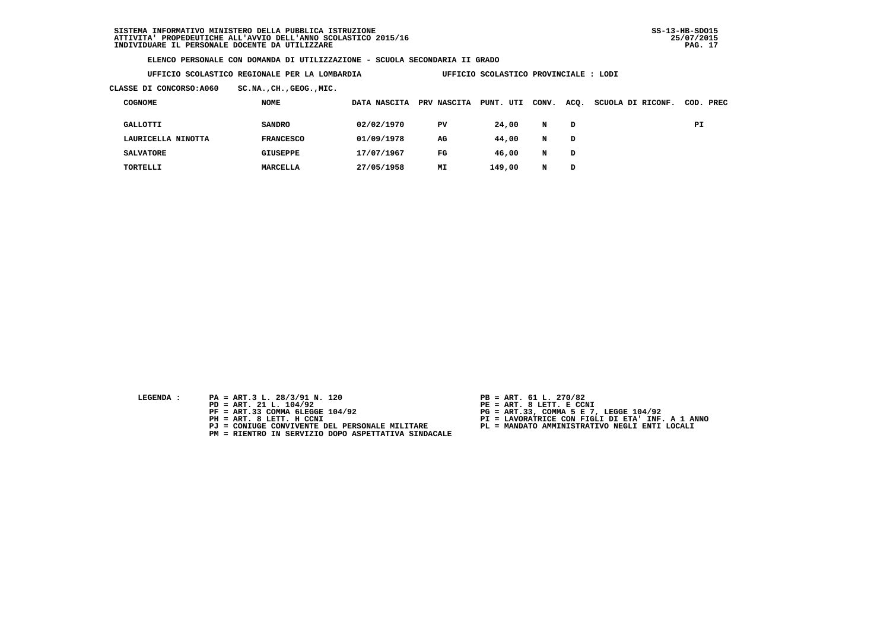SISTEMA INFORMATIVO MINISTERO DELLA PUBBLICA ISTRUZIONE
ATTIVITA' PROPEDEUTICHE ALL'AVVIO DELL'ANNO SCOLASTICO 2015/16
INDIVIDUARE IL PERSONALE DOCENTE DA UTILIZZARE

SS-13-HB-SDO15
25/07/2015

**ELENCO PERSONALE CON DOMANDA DI UTILIZZAZIONE - SCUOLA SECONDARIA II GRADO**

**UFFICIO SCOLASTICO REGIONALE PER LA LOMBARDIA** — **UFFICIO SCOLASTICO PROVINCIALE : LODI**

**CLASSE DI CONCORSO:A060 SC.NA.,CH.,GEOG.,MIC.**

| COGNOME | NOME | DATA NASCITA | PRV NASCITA | PUNT. UTI | CONV. | ACQ. | SCUOLA DI RICONF. | COD. PREC |
|---|---|---|---|---|---|---|---|---|
| GALLOTTI | SANDRO | 02/02/1970 | PV | 24,00 | N | D | | PI |
| LAURICELLA NINOTTA | FRANCESCO | 01/09/1978 | AG | 44,00 | N | D | | |
| SALVATORE | GIUSEPPE | 17/07/1967 | FG | 46,00 | N | D | | |
| TORTELLI | MARCELLA | 27/05/1958 | MI | 149,00 | N | D | | |

LEGENDA :

- PA = ART.3 L. 28/3/91 N. 120
- PB = ART. 61 L. 270/82
- PD = ART. 21 L. 104/92
- PE = ART. 8 LETT. E CCNI
- PF = ART.33 COMMA 6LEGGE 104/92
- PG = ART.33, COMMA 5 E 7, LEGGE 104/92
- PH = ART. 8 LETT. H CCNI
- PI = LAVORATRICE CON FIGLI DI ETA' INF. A 1 ANNO
- PJ = CONIUGE CONVIVENTE DEL PERSONALE MILITARE
- PL = MANDATO AMMINISTRATIVO NEGLI ENTI LOCALI
- PM = RIENTRO IN SERVIZIO DOPO ASPETTATIVA SINDACALE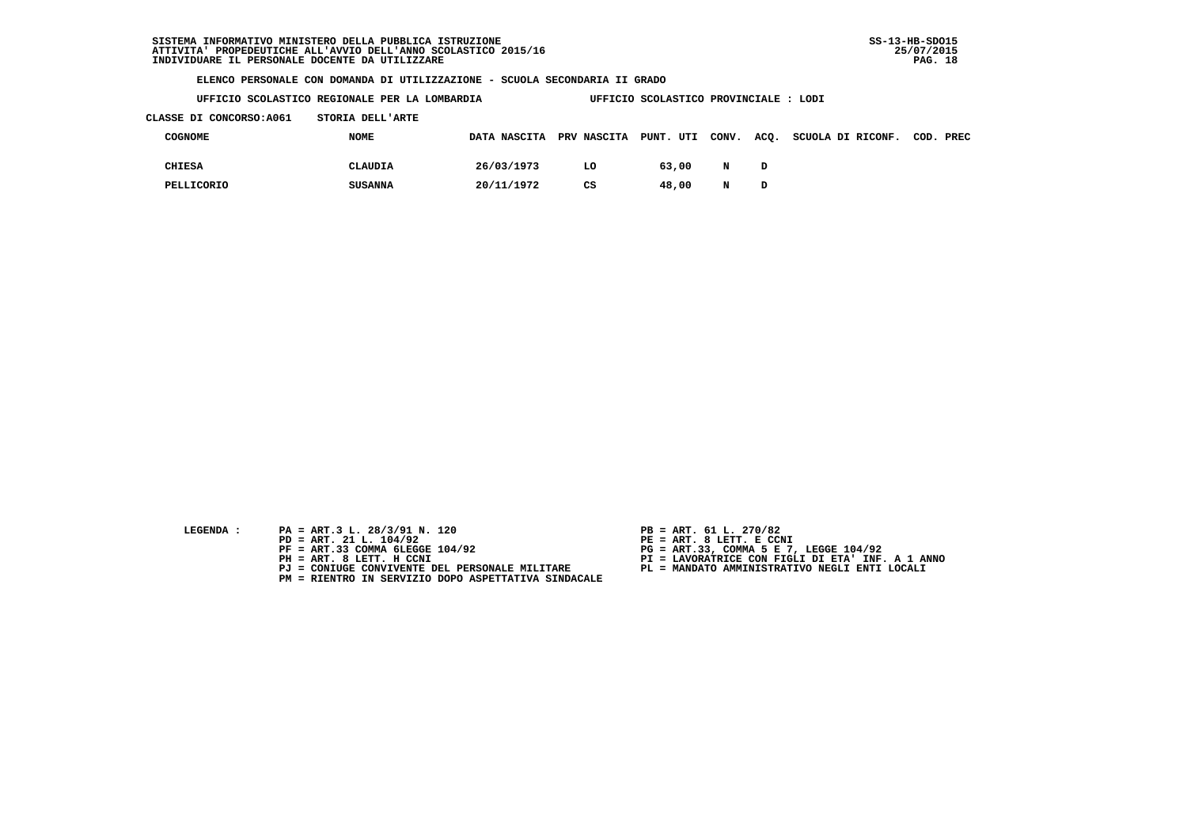SISTEMA INFORMATIVO MINISTERO DELLA PUBBLICA ISTRUZIONE
ATTIVITA' PROPEDEUTICHE ALL'AVVIO DELL'ANNO SCOLASTICO 2015/16
INDIVIDUARE IL PERSONALE DOCENTE DA UTILIZZARE

SS-13-HB-SDO15
25/07/2015

**ELENCO PERSONALE CON DOMANDA DI UTILIZZAZIONE - SCUOLA SECONDARIA II GRADO**

**UFFICIO SCOLASTICO REGIONALE PER LA LOMBARDIA** — **UFFICIO SCOLASTICO PROVINCIALE : LODI**

**CLASSE DI CONCORSO:A061 STORIA DELL'ARTE**

| COGNOME | NOME | DATA NASCITA | PRV NASCITA | PUNT. UTI | CONV. | ACQ. | SCUOLA DI RICONF. | COD. PREC |
|---|---|---|---|---|---|---|---|---|
| CHIESA | CLAUDIA | 26/03/1973 | LO | 63,00 | N | D | | |
| PELLICORIO | SUSANNA | 20/11/1972 | CS | 48,00 | N | D | | |

LEGENDA :

- PA = ART.3 L. 28/3/91 N. 120
- PB = ART. 61 L. 270/82
- PD = ART. 21 L. 104/92
- PE = ART. 8 LETT. E CCNI
- PF = ART.33 COMMA 6LEGGE 104/92
- PG = ART.33, COMMA 5 E 7, LEGGE 104/92
- PH = ART. 8 LETT. H CCNI
- PI = LAVORATRICE CON FIGLI DI ETA' INF. A 1 ANNO
- PJ = CONIUGE CONVIVENTE DEL PERSONALE MILITARE
- PL = MANDATO AMMINISTRATIVO NEGLI ENTI LOCALI
- PM = RIENTRO IN SERVIZIO DOPO ASPETTATIVA SINDACALE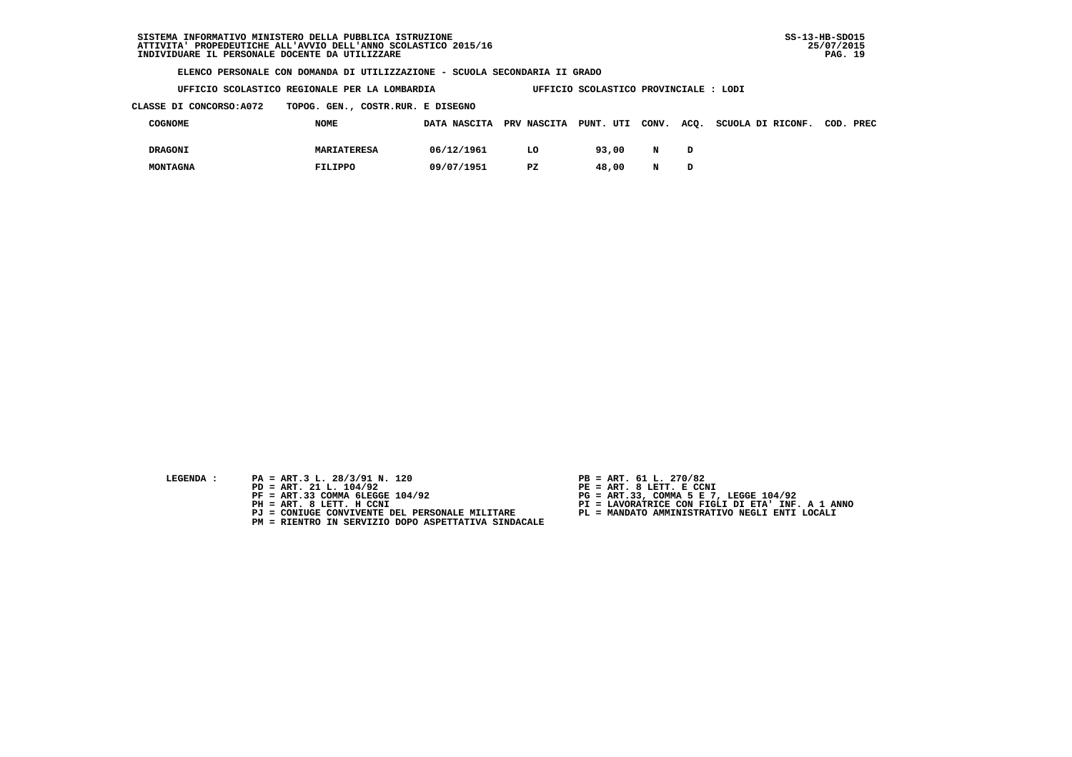SISTEMA INFORMATIVO MINISTERO DELLA PUBBLICA ISTRUZIONE
ATTIVITA' PROPEDEUTICHE ALL'AVVIO DELL'ANNO SCOLASTICO 2015/16
INDIVIDUARE IL PERSONALE DOCENTE DA UTILIZZARE

SS-13-HB-SDO15
25/07/2015

**ELENCO PERSONALE CON DOMANDA DI UTILIZZAZIONE - SCUOLA SECONDARIA II GRADO**

**UFFICIO SCOLASTICO REGIONALE PER LA LOMBARDIA** — **UFFICIO SCOLASTICO PROVINCIALE : LODI**

**CLASSE DI CONCORSO:A072 TOPOG. GEN., COSTR.RUR. E DISEGNO**

| COGNOME | NOME | DATA NASCITA | PRV NASCITA | PUNT. UTI | CONV. | ACQ. | SCUOLA DI RICONF. | COD. PREC |
|---|---|---|---|---|---|---|---|---|
| DRAGONI | MARIATERESA | 06/12/1961 | LO | 93,00 | N | D | | |
| MONTAGNA | FILIPPO | 09/07/1951 | PZ | 48,00 | N | D | | |

LEGENDA :

- PA = ART.3 L. 28/3/91 N. 120
- PB = ART. 61 L. 270/82
- PD = ART. 21 L. 104/92
- PE = ART. 8 LETT. E CCNI
- PF = ART.33 COMMA 6LEGGE 104/92
- PG = ART.33, COMMA 5 E 7, LEGGE 104/92
- PH = ART. 8 LETT. H CCNI
- PI = LAVORATRICE CON FIGLI DI ETA' INF. A 1 ANNO
- PJ = CONIUGE CONVIVENTE DEL PERSONALE MILITARE
- PL = MANDATO AMMINISTRATIVO NEGLI ENTI LOCALI
- PM = RIENTRO IN SERVIZIO DOPO ASPETTATIVA SINDACALE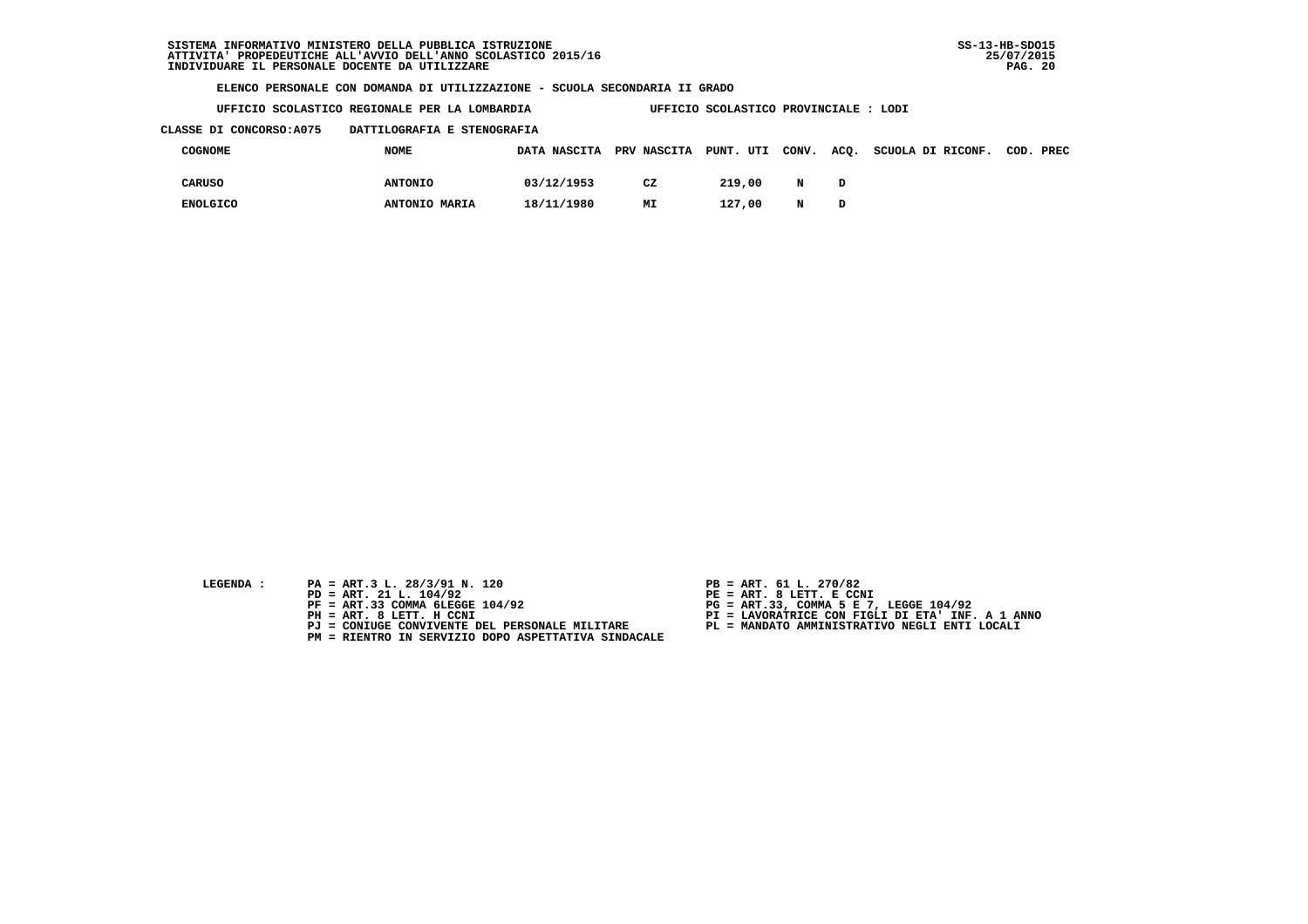SISTEMA INFORMATIVO MINISTERO DELLA PUBBLICA ISTRUZIONE
ATTIVITA' PROPEDEUTICHE ALL'AVVIO DELL'ANNO SCOLASTICO 2015/16
INDIVIDUARE IL PERSONALE DOCENTE DA UTILIZZARE

SS-13-HB-SDO15
25/07/2015

**ELENCO PERSONALE CON DOMANDA DI UTILIZZAZIONE - SCUOLA SECONDARIA II GRADO**

**UFFICIO SCOLASTICO REGIONALE PER LA LOMBARDIA** UFFICIO SCOLASTICO PROVINCIALE : LODI

**CLASSE DI CONCORSO:A075** DATTILOGRAFIA E STENOGRAFIA

| COGNOME | NOME | DATA NASCITA | PRV NASCITA | PUNT. UTI | CONV. | ACQ. | SCUOLA DI RICONF. | COD. PREC |
|---|---|---|---|---|---|---|---|---|
| CARUSO | ANTONIO | 03/12/1953 | CZ | 219,00 | N | D | | |
| ENOLGICO | ANTONIO MARIA | 18/11/1980 | MI | 127,00 | N | D | | |

LEGENDA :

- PA = ART.3 L. 28/3/91 N. 120
- PB = ART. 61 L. 270/82
- PD = ART. 21 L. 104/92
- PE = ART. 8 LETT. E CCNI
- PF = ART.33 COMMA 6LEGGE 104/92
- PG = ART.33, COMMA 5 E 7, LEGGE 104/92
- PH = ART. 8 LETT. H CCNI
- PI = LAVORATRICE CON FIGLI DI ETA' INF. A 1 ANNO
- PJ = CONIUGE CONVIVENTE DEL PERSONALE MILITARE
- PL = MANDATO AMMINISTRATIVO NEGLI ENTI LOCALI
- PM = RIENTRO IN SERVIZIO DOPO ASPETTATIVA SINDACALE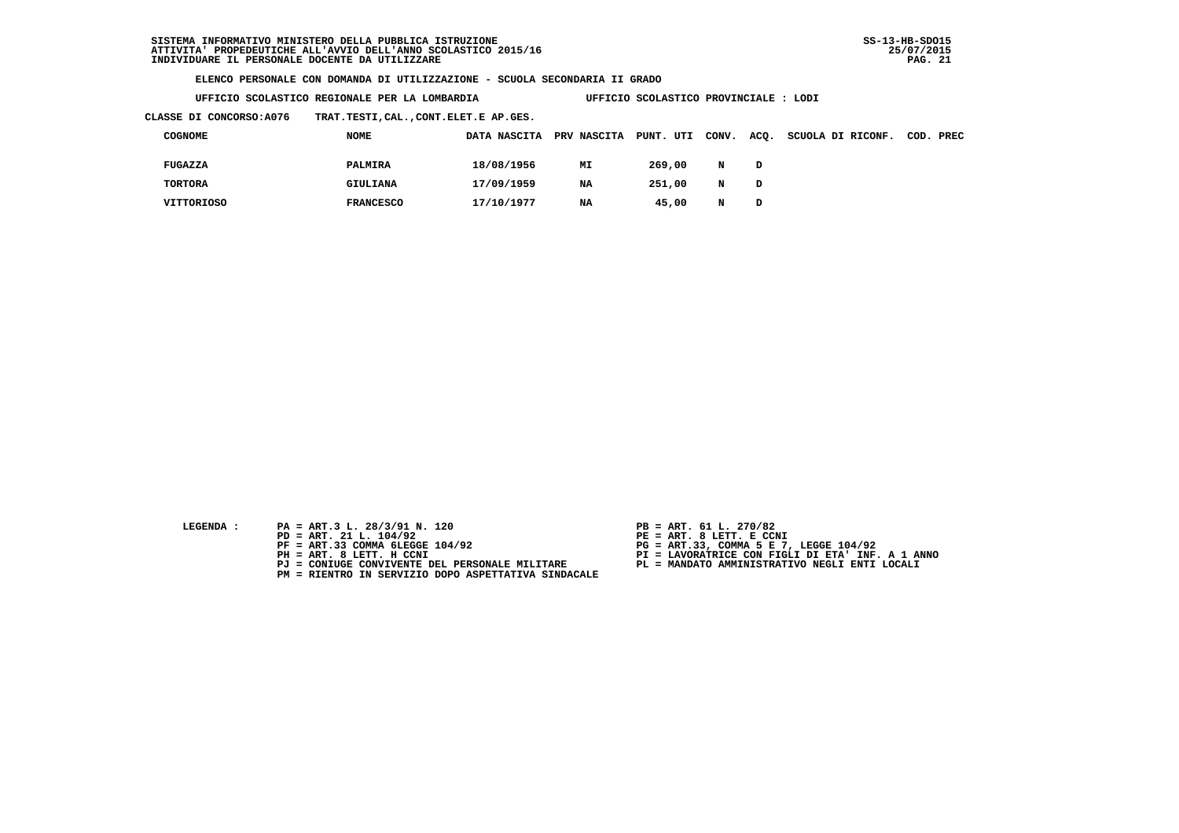**ELENCO PERSONALE CON DOMANDA DI UTILIZZAZIONE - SCUOLA SECONDARIA II GRADO**

**UFFICIO SCOLASTICO REGIONALE PER LA LOMBARDIA** **UFFICIO SCOLASTICO PROVINCIALE : LODI**

**CLASSE DI CONCORSO:A076 TRAT.TESTI,CAL.,CONT.ELET.E AP.GES.**

| COGNOME | NOME | DATA NASCITA | PRV NASCITA | PUNT. UTI | CONV. | ACQ. | SCUOLA DI RICONF. | COD. PREC |
|---|---|---|---|---|---|---|---|---|
| FUGAZZA | PALMIRA | 18/08/1956 | MI | 269,00 | N | D | | |
| TORTORA | GIULIANA | 17/09/1959 | NA | 251,00 | N | D | | |
| VITTORIOSO | FRANCESCO | 17/10/1977 | NA | 45,00 | N | D | | |

LEGENDA :

- PA = ART.3 L. 28/3/91 N. 120
- PB = ART. 61 L. 270/82
- PD = ART. 21 L. 104/92
- PE = ART. 8 LETT. E CCNI
- PF = ART.33 COMMA 6LEGGE 104/92
- PG = ART.33, COMMA 5 E 7, LEGGE 104/92
- PH = ART. 8 LETT. H CCNI
- PI = LAVORATRICE CON FIGLI DI ETA' INF. A 1 ANNO
- PJ = CONIUGE CONVIVENTE DEL PERSONALE MILITARE
- PL = MANDATO AMMINISTRATIVO NEGLI ENTI LOCALI
- PM = RIENTRO IN SERVIZIO DOPO ASPETTATIVA SINDACALE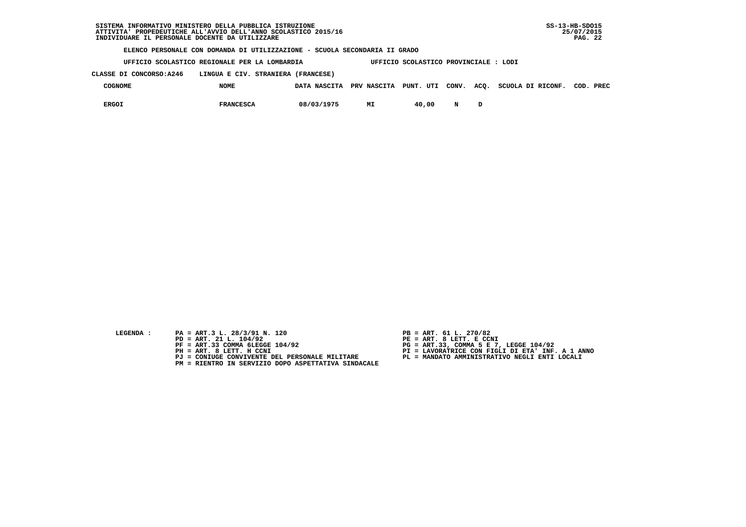SISTEMA INFORMATIVO MINISTERO DELLA PUBBLICA ISTRUZIONE
ATTIVITA' PROPEDEUTICHE ALL'AVVIO DELL'ANNO SCOLASTICO 2015/16
INDIVIDUARE IL PERSONALE DOCENTE DA UTILIZZARE

SS-13-HB-SDO15
25/07/2015

**ELENCO PERSONALE CON DOMANDA DI UTILIZZAZIONE - SCUOLA SECONDARIA II GRADO**

UFFICIO SCOLASTICO REGIONALE PER LA LOMBARDIA — UFFICIO SCOLASTICO PROVINCIALE : LODI

CLASSE DI CONCORSO:A246 LINGUA E CIV. STRANIERA (FRANCESE)

| COGNOME | NOME | DATA NASCITA | PRV NASCITA | PUNT. UTI | CONV. | ACQ. | SCUOLA DI RICONF. | COD. PREC |
|---|---|---|---|---|---|---|---|---|
| ERGOI | FRANCESCA | 08/03/1975 | MI | 40,00 | N | D | | |

LEGENDA :

- PA = ART.3 L. 28/3/91 N. 120
- PB = ART. 61 L. 270/82
- PD = ART. 21 L. 104/92
- PE = ART. 8 LETT. E CCNI
- PF = ART.33 COMMA 6LEGGE 104/92
- PG = ART.33, COMMA 5 E 7, LEGGE 104/92
- PH = ART. 8 LETT. H CCNI
- PI = LAVORATRICE CON FIGLI DI ETA' INF. A 1 ANNO
- PJ = CONIUGE CONVIVENTE DEL PERSONALE MILITARE
- PL = MANDATO AMMINISTRATIVO NEGLI ENTI LOCALI
- PM = RIENTRO IN SERVIZIO DOPO ASPETTATIVA SINDACALE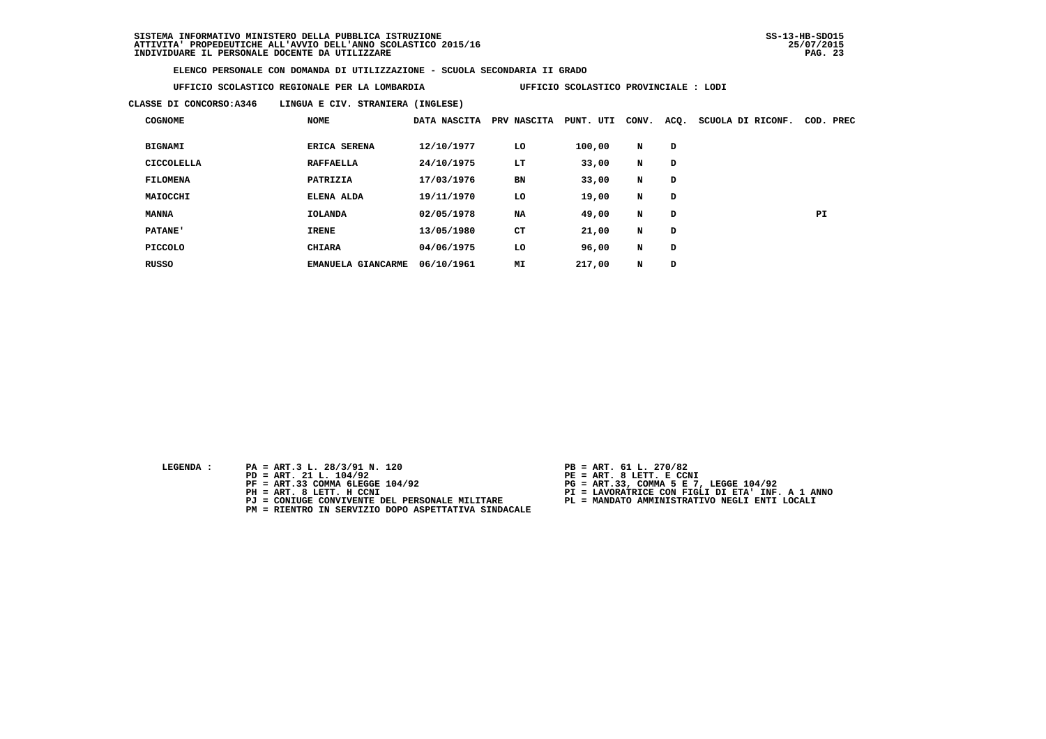SISTEMA INFORMATIVO MINISTERO DELLA PUBBLICA ISTRUZIONE
ATTIVITA' PROPEDEUTICHE ALL'AVVIO DELL'ANNO SCOLASTICO 2015/16
INDIVIDUARE IL PERSONALE DOCENTE DA UTILIZZARE

SS-13-HB-SDO15
25/07/2015

**ELENCO PERSONALE CON DOMANDA DI UTILIZZAZIONE - SCUOLA SECONDARIA II GRADO**

**UFFICIO SCOLASTICO REGIONALE PER LA LOMBARDIA** — **UFFICIO SCOLASTICO PROVINCIALE : LODI**

**CLASSE DI CONCORSO:A346 LINGUA E CIV. STRANIERA (INGLESE)**

| COGNOME | NOME | DATA NASCITA | PRV NASCITA | PUNT. UTI | CONV. | ACQ. | SCUOLA DI RICONF. | COD. PREC |
|---|---|---|---|---|---|---|---|---|
| BIGNAMI | ERICA SERENA | 12/10/1977 | LO | 100,00 | N | D | | |
| CICCOLELLA | RAFFAELLA | 24/10/1975 | LT | 33,00 | N | D | | |
| FILOMENA | PATRIZIA | 17/03/1976 | BN | 33,00 | N | D | | |
| MAIOCCHI | ELENA ALDA | 19/11/1970 | LO | 19,00 | N | D | | |
| MANNA | IOLANDA | 02/05/1978 | NA | 49,00 | N | D | | PI |
| PATANE' | IRENE | 13/05/1980 | CT | 21,00 | N | D | | |
| PICCOLO | CHIARA | 04/06/1975 | LO | 96,00 | N | D | | |
| RUSSO | EMANUELA GIANCARME | 06/10/1961 | MI | 217,00 | N | D | | |

LEGENDA :
- PA = ART.3 L. 28/3/91 N. 120
- PB = ART. 61 L. 270/82
- PD = ART. 21 L. 104/92
- PE = ART. 8 LETT. E CCNI
- PF = ART.33 COMMA 6LEGGE 104/92
- PG = ART.33, COMMA 5 E 7, LEGGE 104/92
- PH = ART. 8 LETT. H CCNI
- PI = LAVORATRICE CON FIGLI DI ETA' INF. A 1 ANNO
- PJ = CONIUGE CONVIVENTE DEL PERSONALE MILITARE
- PL = MANDATO AMMINISTRATIVO NEGLI ENTI LOCALI
- PM = RIENTRO IN SERVIZIO DOPO ASPETTATIVA SINDACALE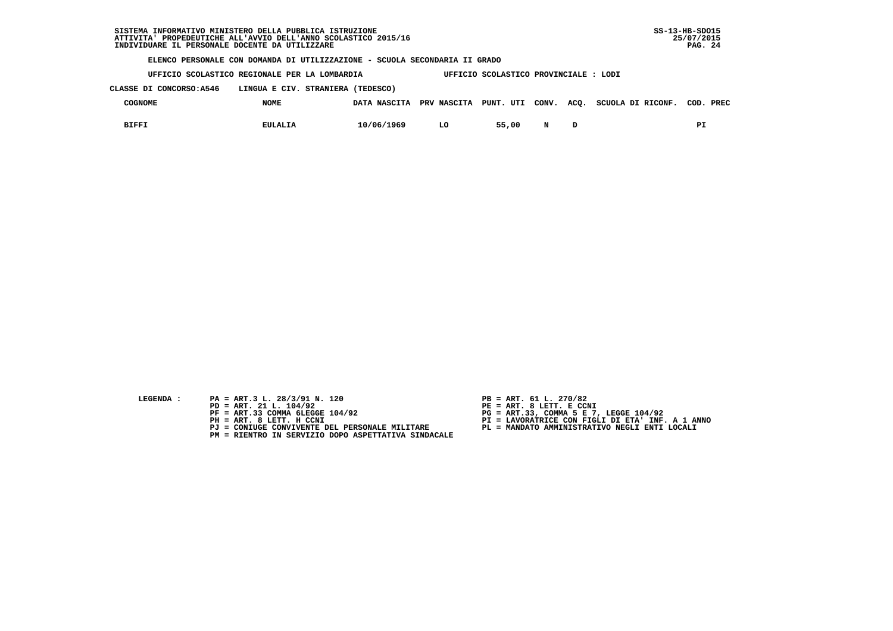SISTEMA INFORMATIVO MINISTERO DELLA PUBBLICA ISTRUZIONE
ATTIVITA' PROPEDEUTICHE ALL'AVVIO DELL'ANNO SCOLASTICO 2015/16
INDIVIDUARE IL PERSONALE DOCENTE DA UTILIZZARE

SS-13-HB-SDO15
25/07/2015

**ELENCO PERSONALE CON DOMANDA DI UTILIZZAZIONE - SCUOLA SECONDARIA II GRADO**

**UFFICIO SCOLASTICO REGIONALE PER LA LOMBARDIA** UFFICIO SCOLASTICO PROVINCIALE : LODI

**CLASSE DI CONCORSO:A546** LINGUA E CIV. STRANIERA (TEDESCO)

| COGNOME | NOME | DATA NASCITA | PRV NASCITA | PUNT. UTI | CONV. | ACQ. | SCUOLA DI RICONF. | COD. PREC |
|---|---|---|---|---|---|---|---|---|
| BIFFI | EULALIA | 10/06/1969 | LO | 55,00 | N | D | | PI |

LEGENDA :

PA = ART.3 L. 28/3/91 N. 120
PD = ART. 21 L. 104/92
PF = ART.33 COMMA 6LEGGE 104/92
PH = ART. 8 LETT. H CCNI
PJ = CONIUGE CONVIVENTE DEL PERSONALE MILITARE
PM = RIENTRO IN SERVIZIO DOPO ASPETTATIVA SINDACALE

PB = ART. 61 L. 270/82
PE = ART. 8 LETT. E CCNI
PG = ART.33, COMMA 5 E 7, LEGGE 104/92
PI = LAVORATRICE CON FIGLI DI ETA' INF. A 1 ANNO
PL = MANDATO AMMINISTRATIVO NEGLI ENTI LOCALI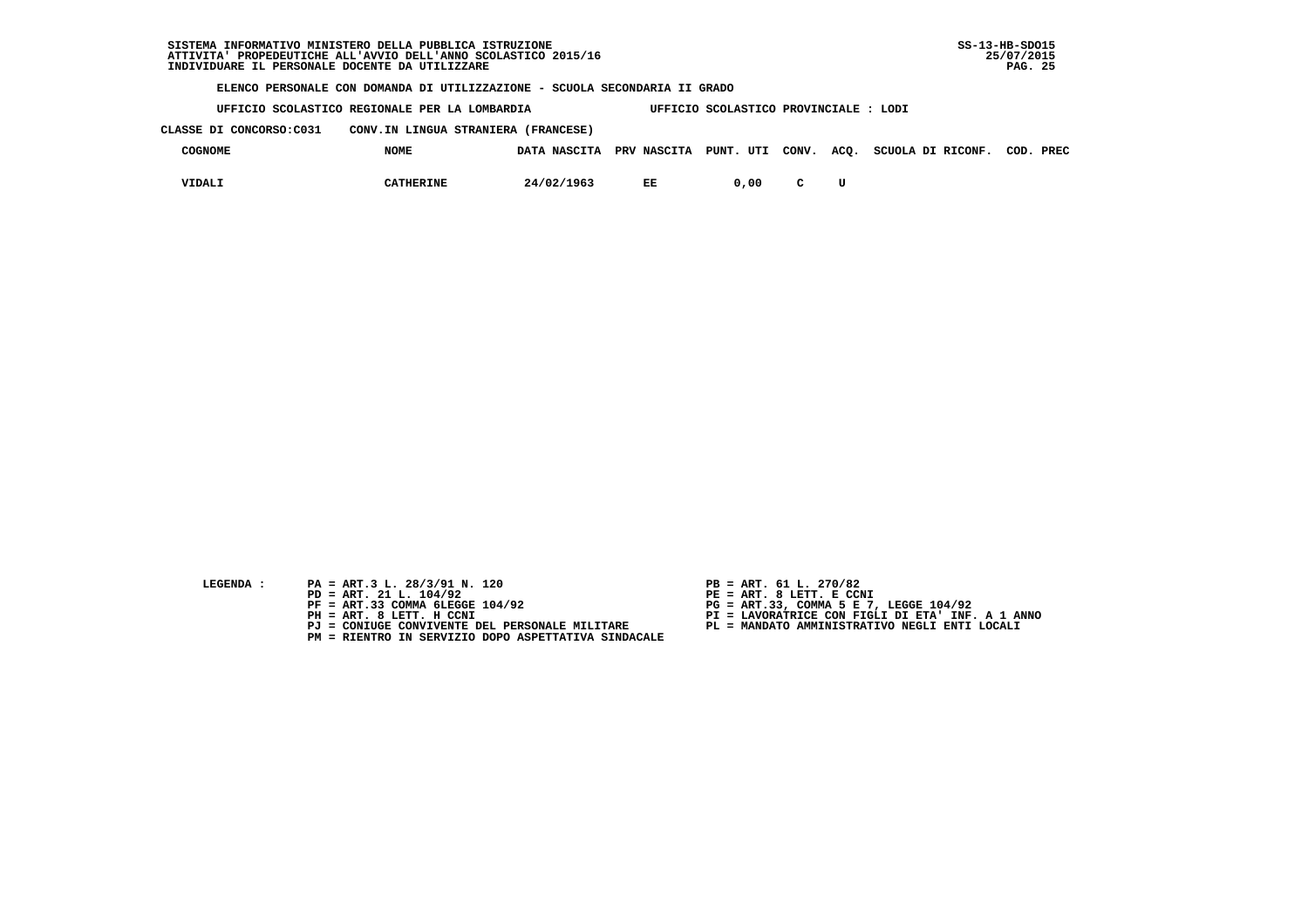SISTEMA INFORMATIVO MINISTERO DELLA PUBBLICA ISTRUZIONE
ATTIVITA' PROPEDEUTICHE ALL'AVVIO DELL'ANNO SCOLASTICO 2015/16
INDIVIDUARE IL PERSONALE DOCENTE DA UTILIZZARE

SS-13-HB-SDO15
25/07/2015

**ELENCO PERSONALE CON DOMANDA DI UTILIZZAZIONE - SCUOLA SECONDARIA II GRADO**

**UFFICIO SCOLASTICO REGIONALE PER LA LOMBARDIA** — **UFFICIO SCOLASTICO PROVINCIALE : LODI**

**CLASSE DI CONCORSO:C031 CONV.IN LINGUA STRANIERA (FRANCESE)**

| COGNOME | NOME | DATA NASCITA | PRV NASCITA | PUNT. UTI | CONV. | ACQ. | SCUOLA DI RICONF. | COD. PREC |
|---|---|---|---|---|---|---|---|---|
| VIDALI | CATHERINE | 24/02/1963 | EE | 0,00 | C | U | | |

LEGENDA :

- PA = ART.3 L. 28/3/91 N. 120
- PB = ART. 61 L. 270/82
- PD = ART. 21 L. 104/92
- PE = ART. 8 LETT. E CCNI
- PF = ART.33 COMMA 6LEGGE 104/92
- PG = ART.33, COMMA 5 E 7, LEGGE 104/92
- PH = ART. 8 LETT. H CCNI
- PI = LAVORATRICE CON FIGLI DI ETA' INF. A 1 ANNO
- PJ = CONIUGE CONVIVENTE DEL PERSONALE MILITARE
- PL = MANDATO AMMINISTRATIVO NEGLI ENTI LOCALI
- PM = RIENTRO IN SERVIZIO DOPO ASPETTATIVA SINDACALE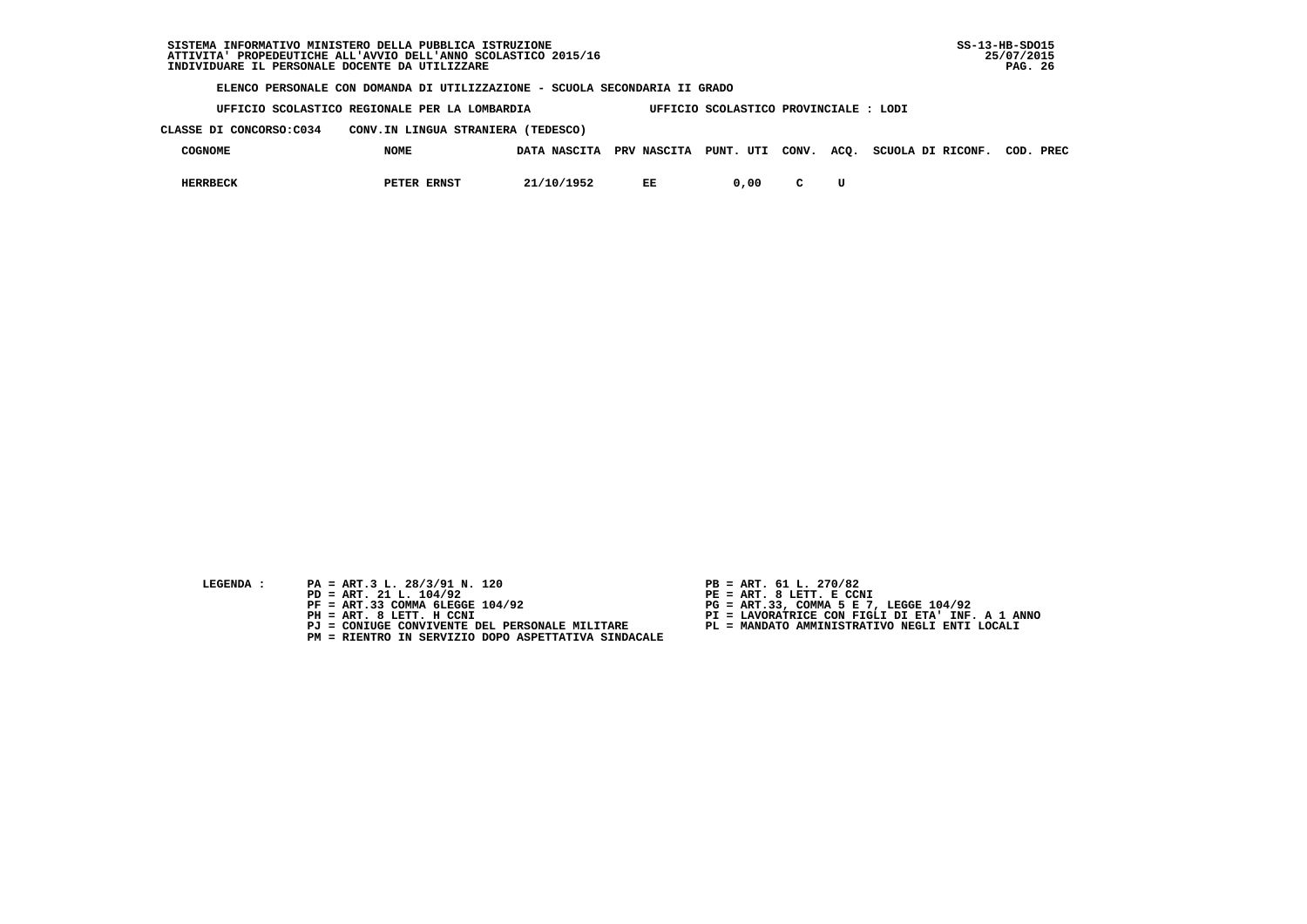SISTEMA INFORMATIVO MINISTERO DELLA PUBBLICA ISTRUZIONE
ATTIVITA' PROPEDEUTICHE ALL'AVVIO DELL'ANNO SCOLASTICO 2015/16
INDIVIDUARE IL PERSONALE DOCENTE DA UTILIZZARE

SS-13-HB-SDO15
25/07/2015

**ELENCO PERSONALE CON DOMANDA DI UTILIZZAZIONE - SCUOLA SECONDARIA II GRADO**

**UFFICIO SCOLASTICO REGIONALE PER LA LOMBARDIA** — **UFFICIO SCOLASTICO PROVINCIALE : LODI**

**CLASSE DI CONCORSO:C034 CONV.IN LINGUA STRANIERA (TEDESCO)**

| COGNOME | NOME | DATA NASCITA | PRV NASCITA | PUNT. UTI | CONV. | ACQ. | SCUOLA DI RICONF. | COD. PREC |
|---|---|---|---|---|---|---|---|---|
| HERRBECK | PETER ERNST | 21/10/1952 | EE | 0,00 | C | U | | |

LEGENDA :

- PA = ART.3 L. 28/3/91 N. 120
- PB = ART. 61 L. 270/82
- PD = ART. 21 L. 104/92
- PE = ART. 8 LETT. E CCNI
- PF = ART.33 COMMA 6LEGGE 104/92
- PG = ART.33, COMMA 5 E 7, LEGGE 104/92
- PH = ART. 8 LETT. H CCNI
- PI = LAVORATRICE CON FIGLI DI ETA' INF. A 1 ANNO
- PJ = CONIUGE CONVIVENTE DEL PERSONALE MILITARE
- PL = MANDATO AMMINISTRATIVO NEGLI ENTI LOCALI
- PM = RIENTRO IN SERVIZIO DOPO ASPETTATIVA SINDACALE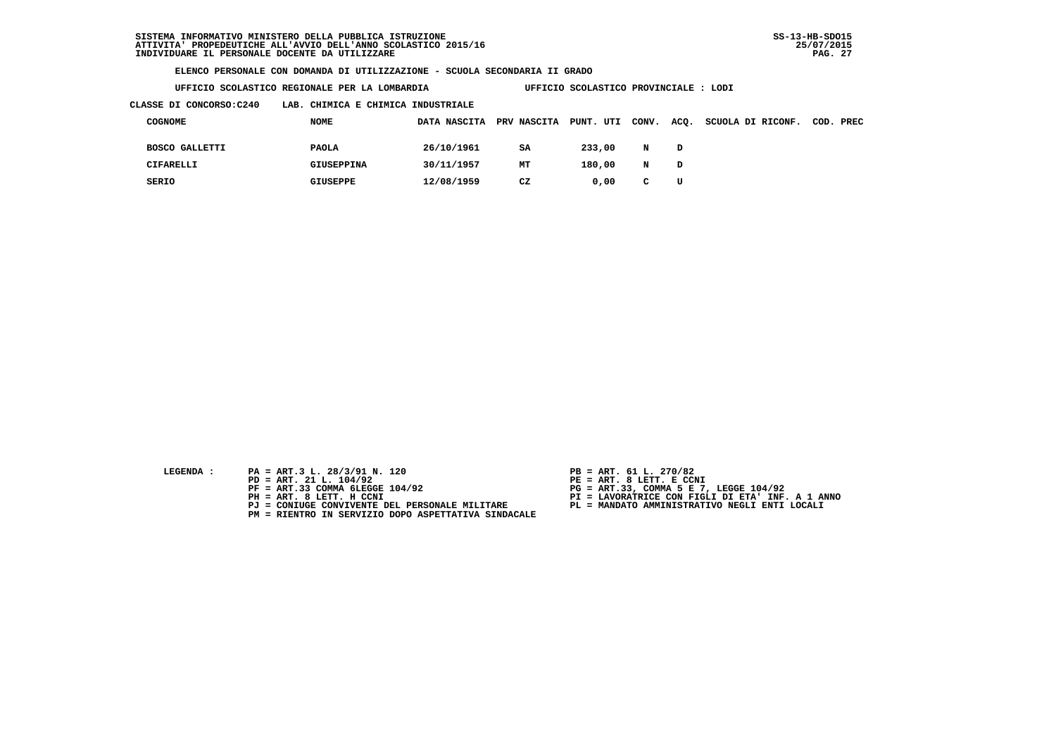SISTEMA INFORMATIVO MINISTERO DELLA PUBBLICA ISTRUZIONE
ATTIVITA' PROPEDEUTICHE ALL'AVVIO DELL'ANNO SCOLASTICO 2015/16
INDIVIDUARE IL PERSONALE DOCENTE DA UTILIZZARE

SS-13-HB-SDO15
25/07/2015

**ELENCO PERSONALE CON DOMANDA DI UTILIZZAZIONE - SCUOLA SECONDARIA II GRADO**

**UFFICIO SCOLASTICO REGIONALE PER LA LOMBARDIA** &nbsp;&nbsp;&nbsp;&nbsp; **UFFICIO SCOLASTICO PROVINCIALE : LODI**

**CLASSE DI CONCORSO:C240 &nbsp;&nbsp; LAB. CHIMICA E CHIMICA INDUSTRIALE**

| COGNOME | NOME | DATA NASCITA | PRV NASCITA | PUNT. UTI | CONV. | ACQ. | SCUOLA DI RICONF. | COD. PREC |
|---|---|---|---|---|---|---|---|---|
| BOSCO GALLETTI | PAOLA | 26/10/1961 | SA | 233,00 | N | D | | |
| CIFARELLI | GIUSEPPINA | 30/11/1957 | MT | 180,00 | N | D | | |
| SERIO | GIUSEPPE | 12/08/1959 | CZ | 0,00 | C | U | | |

LEGENDA :

- PA = ART.3 L. 28/3/91 N. 120
- PB = ART. 61 L. 270/82
- PD = ART. 21 L. 104/92
- PE = ART. 8 LETT. E CCNI
- PF = ART.33 COMMA 6LEGGE 104/92
- PG = ART.33, COMMA 5 E 7, LEGGE 104/92
- PH = ART. 8 LETT. H CCNI
- PI = LAVORATRICE CON FIGLI DI ETA' INF. A 1 ANNO
- PJ = CONIUGE CONVIVENTE DEL PERSONALE MILITARE
- PL = MANDATO AMMINISTRATIVO NEGLI ENTI LOCALI
- PM = RIENTRO IN SERVIZIO DOPO ASPETTATIVA SINDACALE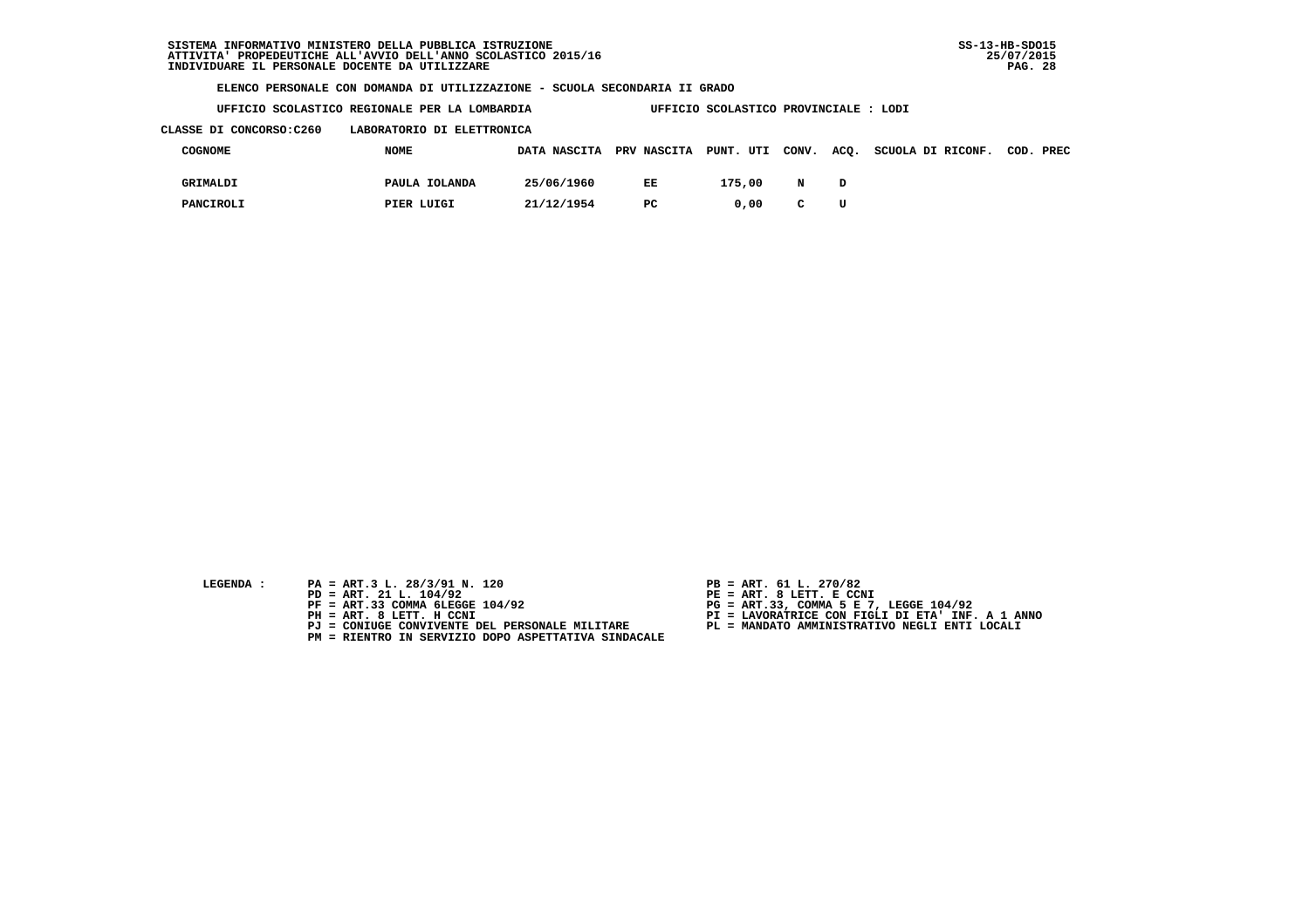SISTEMA INFORMATIVO MINISTERO DELLA PUBBLICA ISTRUZIONE
ATTIVITA' PROPEDEUTICHE ALL'AVVIO DELL'ANNO SCOLASTICO 2015/16
INDIVIDUARE IL PERSONALE DOCENTE DA UTILIZZARE

SS-13-HB-SDO15
25/07/2015

**ELENCO PERSONALE CON DOMANDA DI UTILIZZAZIONE - SCUOLA SECONDARIA II GRADO**

**UFFICIO SCOLASTICO REGIONALE PER LA LOMBARDIA** — **UFFICIO SCOLASTICO PROVINCIALE : LODI**

**CLASSE DI CONCORSO:C260 LABORATORIO DI ELETTRONICA**

| COGNOME | NOME | DATA NASCITA | PRV NASCITA | PUNT. UTI | CONV. | ACQ. | SCUOLA DI RICONF. | COD. PREC |
|---|---|---|---|---|---|---|---|---|
| GRIMALDI | PAULA IOLANDA | 25/06/1960 | EE | 175,00 | N | D | | |
| PANCIROLI | PIER LUIGI | 21/12/1954 | PC | 0,00 | C | U | | |

LEGENDA :

- PA = ART.3 L. 28/3/91 N. 120
- PB = ART. 61 L. 270/82
- PD = ART. 21 L. 104/92
- PE = ART. 8 LETT. E CCNI
- PF = ART.33 COMMA 6LEGGE 104/92
- PG = ART.33, COMMA 5 E 7, LEGGE 104/92
- PH = ART. 8 LETT. H CCNI
- PI = LAVORATRICE CON FIGLI DI ETA' INF. A 1 ANNO
- PJ = CONIUGE CONVIVENTE DEL PERSONALE MILITARE
- PL = MANDATO AMMINISTRATIVO NEGLI ENTI LOCALI
- PM = RIENTRO IN SERVIZIO DOPO ASPETTATIVA SINDACALE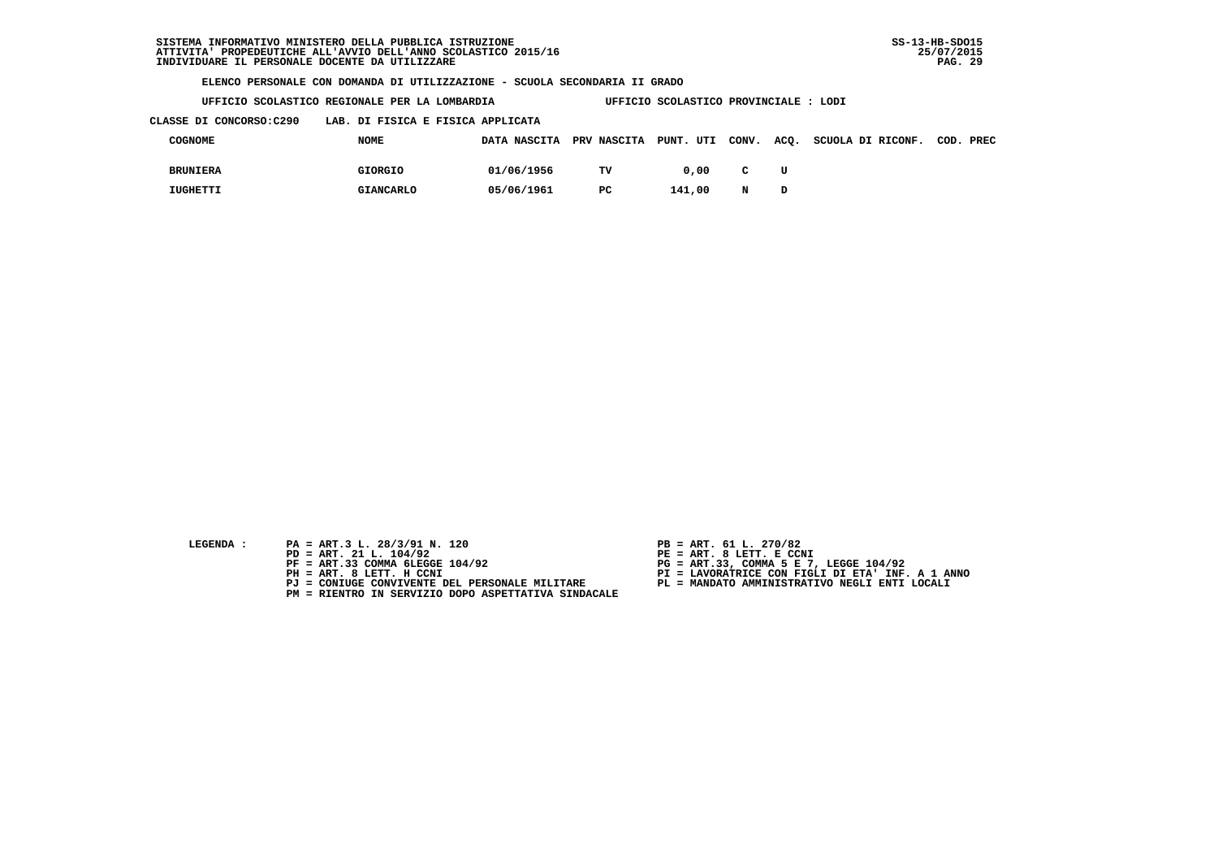SISTEMA INFORMATIVO MINISTERO DELLA PUBBLICA ISTRUZIONE
ATTIVITA' PROPEDEUTICHE ALL'AVVIO DELL'ANNO SCOLASTICO 2015/16
INDIVIDUARE IL PERSONALE DOCENTE DA UTILIZZARE

SS-13-HB-SDO15
25/07/2015

**ELENCO PERSONALE CON DOMANDA DI UTILIZZAZIONE - SCUOLA SECONDARIA II GRADO**

**UFFICIO SCOLASTICO REGIONALE PER LA LOMBARDIA** — **UFFICIO SCOLASTICO PROVINCIALE : LODI**

**CLASSE DI CONCORSO:C290 LAB. DI FISICA E FISICA APPLICATA**

| COGNOME | NOME | DATA NASCITA | PRV NASCITA | PUNT. UTI | CONV. | ACQ. | SCUOLA DI RICONF. | COD. PREC |
|---|---|---|---|---|---|---|---|---|
| BRUNIERA | GIORGIO | 01/06/1956 | TV | 0,00 | C | U | | |
| IUGHETTI | GIANCARLO | 05/06/1961 | PC | 141,00 | N | D | | |

LEGENDA :

- PA = ART.3 L. 28/3/91 N. 120
- PB = ART. 61 L. 270/82
- PD = ART. 21 L. 104/92
- PE = ART. 8 LETT. E CCNI
- PF = ART.33 COMMA 6LEGGE 104/92
- PG = ART.33, COMMA 5 E 7, LEGGE 104/92
- PH = ART. 8 LETT. H CCNI
- PI = LAVORATRICE CON FIGLI DI ETA' INF. A 1 ANNO
- PJ = CONIUGE CONVIVENTE DEL PERSONALE MILITARE
- PL = MANDATO AMMINISTRATIVO NEGLI ENTI LOCALI
- PM = RIENTRO IN SERVIZIO DOPO ASPETTATIVA SINDACALE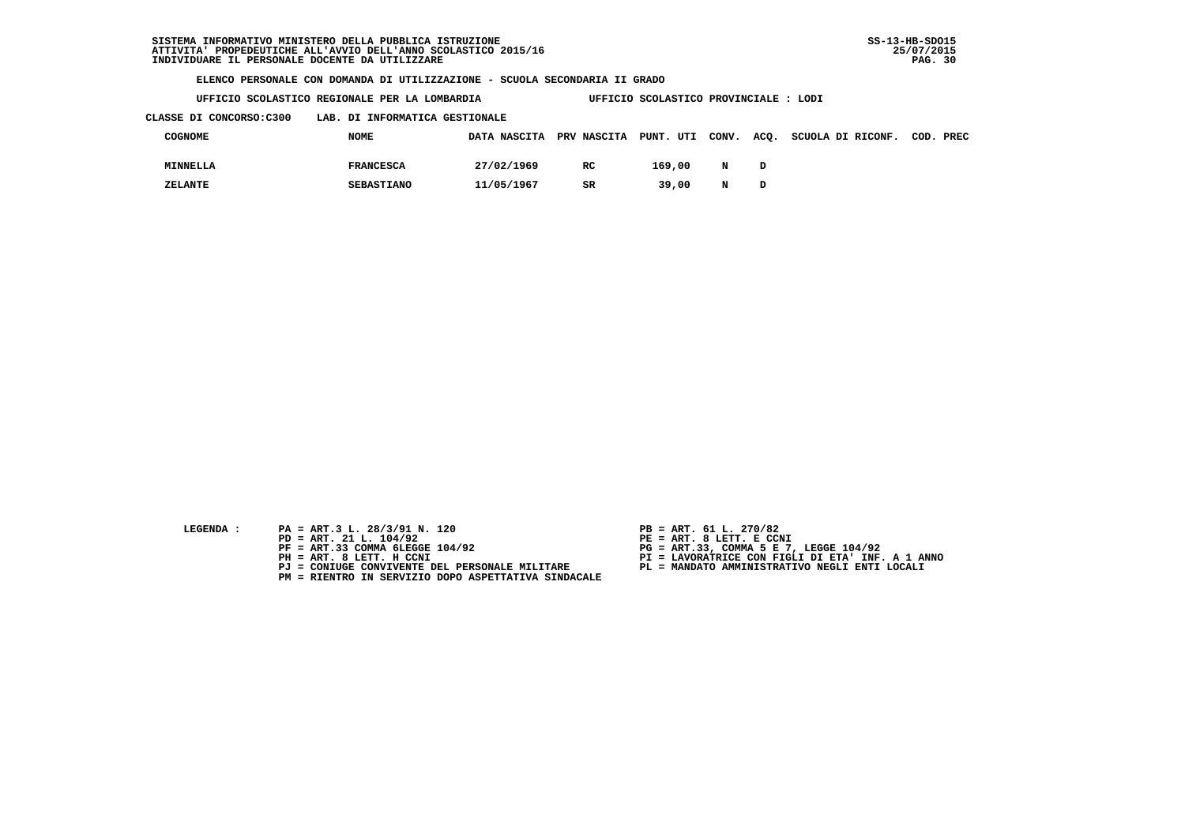SISTEMA INFORMATIVO MINISTERO DELLA PUBBLICA ISTRUZIONE
ATTIVITA' PROPEDEUTICHE ALL'AVVIO DELL'ANNO SCOLASTICO 2015/16
INDIVIDUARE IL PERSONALE DOCENTE DA UTILIZZARE

SS-13-HB-SDO15
25/07/2015

**ELENCO PERSONALE CON DOMANDA DI UTILIZZAZIONE - SCUOLA SECONDARIA II GRADO**

**UFFICIO SCOLASTICO REGIONALE PER LA LOMBARDIA** — **UFFICIO SCOLASTICO PROVINCIALE : LODI**

**CLASSE DI CONCORSO:C300 — LAB. DI INFORMATICA GESTIONALE**

| COGNOME | NOME | DATA NASCITA | PRV NASCITA | PUNT. UTI | CONV. | ACQ. | SCUOLA DI RICONF. | COD. PREC |
|---|---|---|---|---|---|---|---|---|
| MINNELLA | FRANCESCA | 27/02/1969 | RC | 169,00 | N | D | | |
| ZELANTE | SEBASTIANO | 11/05/1967 | SR | 39,00 | N | D | | |

LEGENDA :

PA = ART.3 L. 28/3/91 N. 120
PB = ART. 61 L. 270/82
PD = ART. 21 L. 104/92
PE = ART. 8 LETT. E CCNI
PF = ART.33 COMMA 6LEGGE 104/92
PG = ART.33, COMMA 5 E 7, LEGGE 104/92
PH = ART. 8 LETT. H CCNI
PI = LAVORATRICE CON FIGLI DI ETA' INF. A 1 ANNO
PJ = CONIUGE CONVIVENTE DEL PERSONALE MILITARE
PL = MANDATO AMMINISTRATIVO NEGLI ENTI LOCALI
PM = RIENTRO IN SERVIZIO DOPO ASPETTATIVA SINDACALE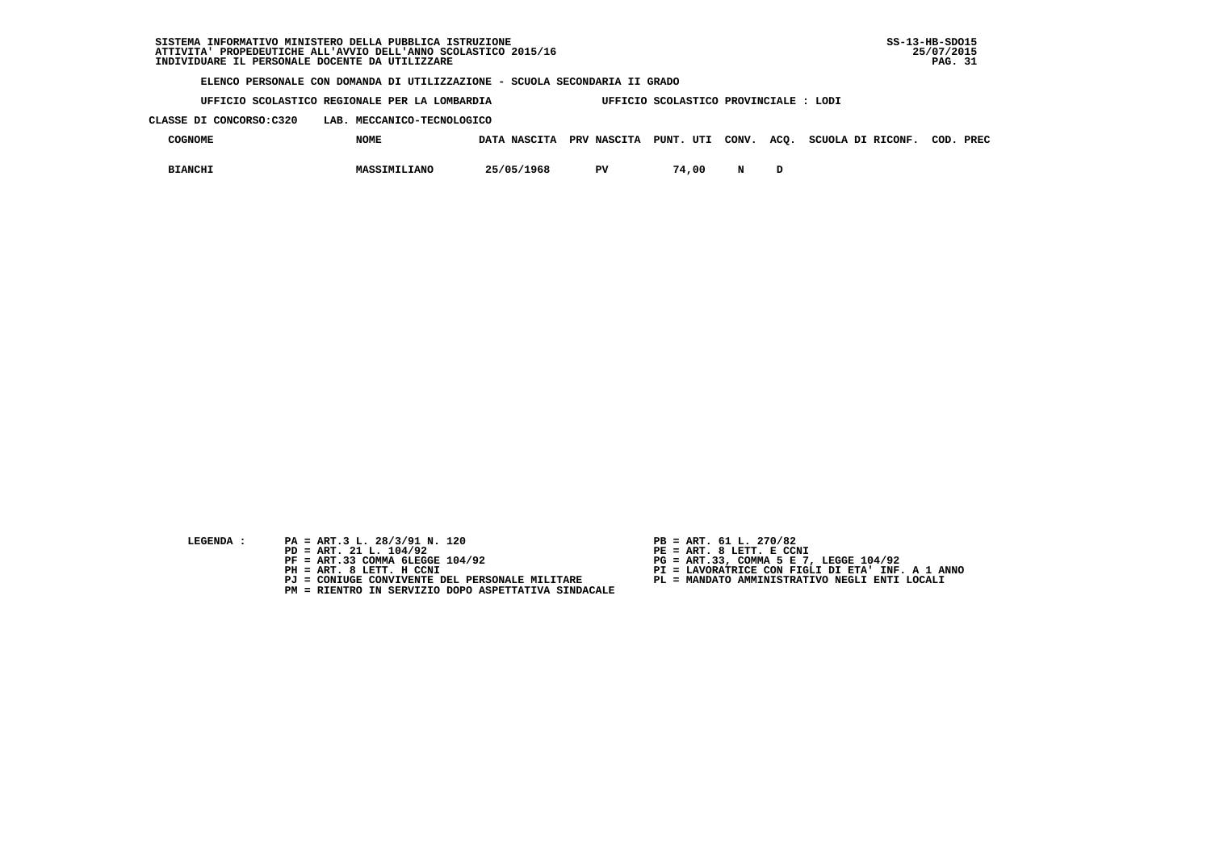SISTEMA INFORMATIVO MINISTERO DELLA PUBBLICA ISTRUZIONE
ATTIVITA' PROPEDEUTICHE ALL'AVVIO DELL'ANNO SCOLASTICO 2015/16
INDIVIDUARE IL PERSONALE DOCENTE DA UTILIZZARE

SS-13-HB-SDO15
25/07/2015

ELENCO PERSONALE CON DOMANDA DI UTILIZZAZIONE - SCUOLA SECONDARIA II GRADO

UFFICIO SCOLASTICO REGIONALE PER LA LOMBARDIA    UFFICIO SCOLASTICO PROVINCIALE : LODI

CLASSE DI CONCORSO:C320    LAB. MECCANICO-TECNOLOGICO

| COGNOME | NOME | DATA NASCITA | PRV NASCITA | PUNT. UTI | CONV. | ACQ. | SCUOLA DI RICONF. | COD. PREC |
|---|---|---|---|---|---|---|---|---|
| BIANCHI | MASSIMILIANO | 25/05/1968 | PV | 74,00 | N | D | | |

LEGENDA :

PA = ART.3 L. 28/3/91 N. 120
PB = ART. 61 L. 270/82
PD = ART. 21 L. 104/92
PE = ART. 8 LETT. E CCNI
PF = ART.33 COMMA 6LEGGE 104/92
PG = ART.33, COMMA 5 E 7, LEGGE 104/92
PH = ART. 8 LETT. H CCNI
PI = LAVORATRICE CON FIGLI DI ETA' INF. A 1 ANNO
PJ = CONIUGE CONVIVENTE DEL PERSONALE MILITARE
PL = MANDATO AMMINISTRATIVO NEGLI ENTI LOCALI
PM = RIENTRO IN SERVIZIO DOPO ASPETTATIVA SINDACALE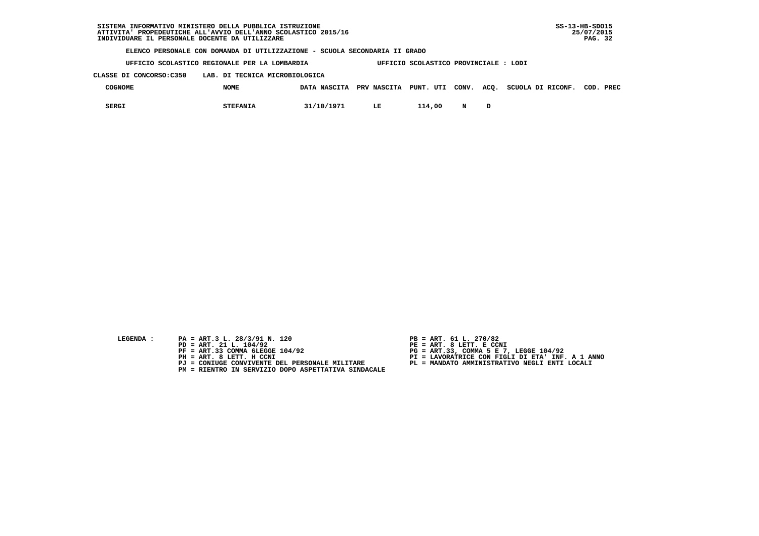SISTEMA INFORMATIVO MINISTERO DELLA PUBBLICA ISTRUZIONE
ATTIVITA' PROPEDEUTICHE ALL'AVVIO DELL'ANNO SCOLASTICO 2015/16
INDIVIDUARE IL PERSONALE DOCENTE DA UTILIZZARE

SS-13-HB-SDO15
25/07/2015

**ELENCO PERSONALE CON DOMANDA DI UTILIZZAZIONE - SCUOLA SECONDARIA II GRADO**

**UFFICIO SCOLASTICO REGIONALE PER LA LOMBARDIA** **UFFICIO SCOLASTICO PROVINCIALE : LODI**

**CLASSE DI CONCORSO:C350 LAB. DI TECNICA MICROBIOLOGICA**

| COGNOME | NOME | DATA NASCITA | PRV NASCITA | PUNT. UTI | CONV. | ACQ. | SCUOLA DI RICONF. | COD. PREC |
|---|---|---|---|---|---|---|---|---|
| SERGI | STEFANIA | 31/10/1971 | LE | 114,00 | N | D | | |

LEGENDA :

PA = ART.3 L. 28/3/91 N. 120
PD = ART. 21 L. 104/92
PF = ART.33 COMMA 6LEGGE 104/92
PH = ART. 8 LETT. H CCNI
PJ = CONIUGE CONVIVENTE DEL PERSONALE MILITARE
PM = RIENTRO IN SERVIZIO DOPO ASPETTATIVA SINDACALE
PB = ART. 61 L. 270/82
PE = ART. 8 LETT. E CCNI
PG = ART.33, COMMA 5 E 7, LEGGE 104/92
PI = LAVORATRICE CON FIGLI DI ETA' INF. A 1 ANNO
PL = MANDATO AMMINISTRATIVO NEGLI ENTI LOCALI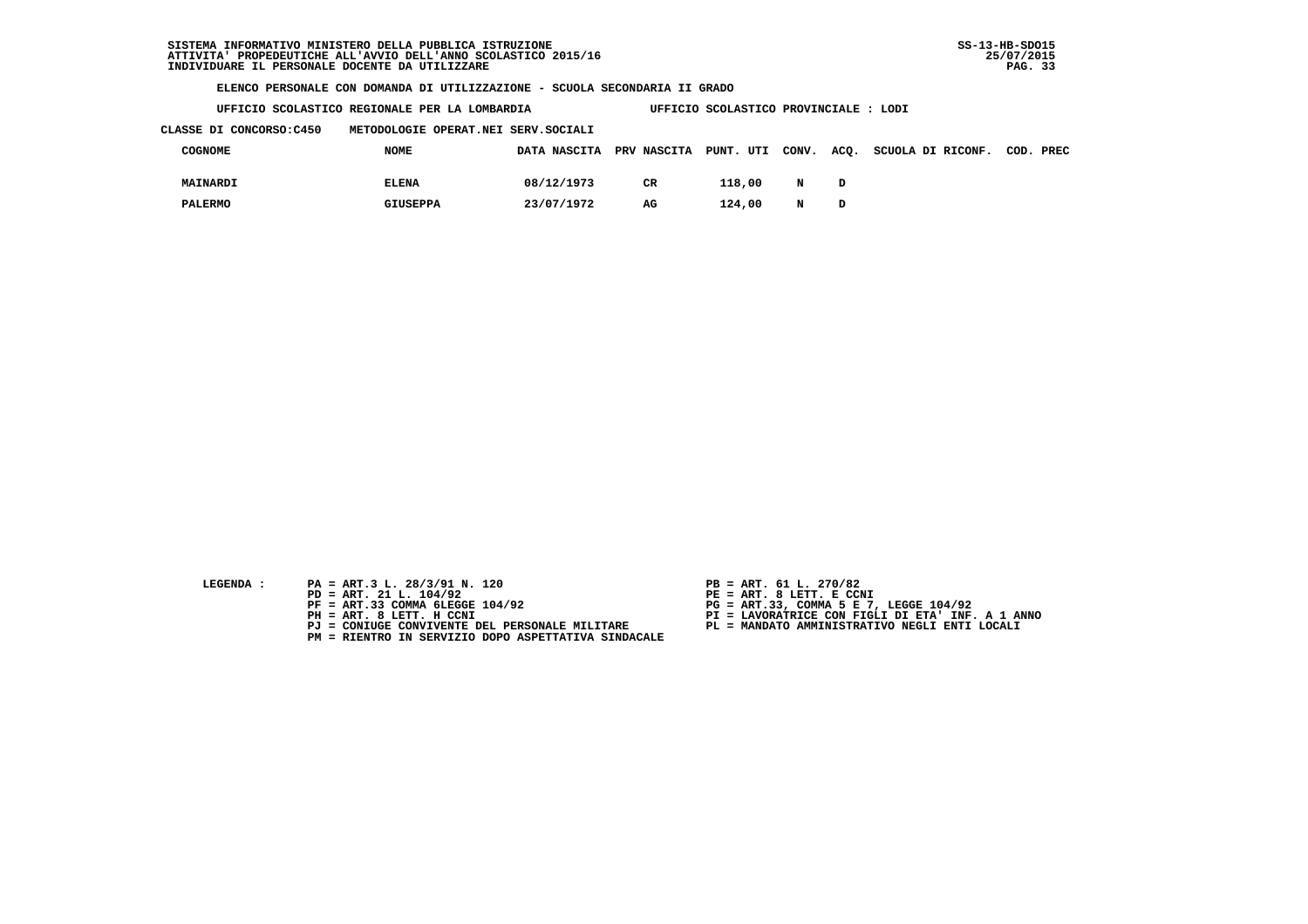SISTEMA INFORMATIVO MINISTERO DELLA PUBBLICA ISTRUZIONE
ATTIVITA' PROPEDEUTICHE ALL'AVVIO DELL'ANNO SCOLASTICO 2015/16
INDIVIDUARE IL PERSONALE DOCENTE DA UTILIZZARE

SS-13-HB-SDO15
25/07/2015

**ELENCO PERSONALE CON DOMANDA DI UTILIZZAZIONE - SCUOLA SECONDARIA II GRADO**

**UFFICIO SCOLASTICO REGIONALE PER LA LOMBARDIA** &nbsp;&nbsp;&nbsp;&nbsp; **UFFICIO SCOLASTICO PROVINCIALE : LODI**

**CLASSE DI CONCORSO:C450 &nbsp;&nbsp;&nbsp; METODOLOGIE OPERAT.NEI SERV.SOCIALI**

| COGNOME | NOME | DATA NASCITA | PRV NASCITA | PUNT. UTI | CONV. | ACQ. | SCUOLA DI RICONF. | COD. PREC |
|---|---|---|---|---|---|---|---|---|
| MAINARDI | ELENA | 08/12/1973 | CR | 118,00 | N | D | | |
| PALERMO | GIUSEPPA | 23/07/1972 | AG | 124,00 | N | D | | |

LEGENDA :

PA = ART.3 L. 28/3/91 N. 120
PD = ART. 21 L. 104/92
PF = ART.33 COMMA 6LEGGE 104/92
PH = ART. 8 LETT. H CCNI
PJ = CONIUGE CONVIVENTE DEL PERSONALE MILITARE
PM = RIENTRO IN SERVIZIO DOPO ASPETTATIVA SINDACALE

PB = ART. 61 L. 270/82
PE = ART. 8 LETT. E CCNI
PG = ART.33, COMMA 5 E 7, LEGGE 104/92
PI = LAVORATRICE CON FIGLI DI ETA' INF. A 1 ANNO
PL = MANDATO AMMINISTRATIVO NEGLI ENTI LOCALI